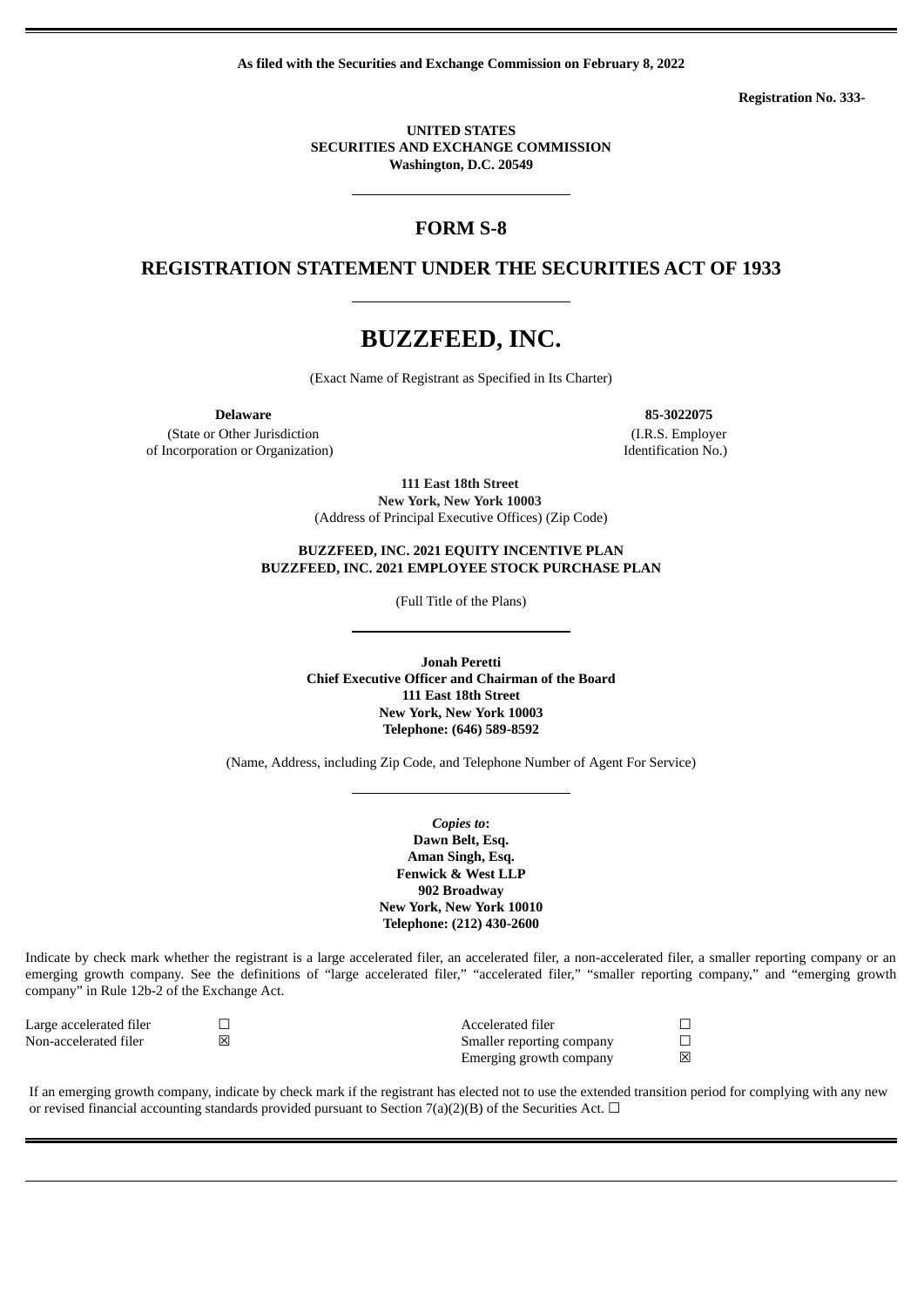**As filed with the Securities and Exchange Commission on February 8, 2022**

**Registration No. 333-**

**UNITED STATES**
**SECURITIES AND EXCHANGE COMMISSION**
**Washington, D.C. 20549**

## FORM S-8

## REGISTRATION STATEMENT UNDER THE SECURITIES ACT OF 1933

# BUZZFEED, INC.

(Exact Name of Registrant as Specified in Its Charter)

| **Delaware** | **85-3022075** |
| --- | --- |
| (State or Other Jurisdiction of Incorporation or Organization) | (I.R.S. Employer Identification No.) |

**111 East 18th Street**
**New York, New York 10003**
(Address of Principal Executive Offices) (Zip Code)

**BUZZFEED, INC. 2021 EQUITY INCENTIVE PLAN**
**BUZZFEED, INC. 2021 EMPLOYEE STOCK PURCHASE PLAN**

(Full Title of the Plans)

**Jonah Peretti**
**Chief Executive Officer and Chairman of the Board**
**111 East 18th Street**
**New York, New York 10003**
**Telephone: (646) 589-8592**

(Name, Address, including Zip Code, and Telephone Number of Agent For Service)

***Copies to*:**
**Dawn Belt, Esq.**
**Aman Singh, Esq.**
**Fenwick & West LLP**
**902 Broadway**
**New York, New York 10010**
**Telephone: (212) 430-2600**

Indicate by check mark whether the registrant is a large accelerated filer, an accelerated filer, a non-accelerated filer, a smaller reporting company or an emerging growth company. See the definitions of "large accelerated filer," "accelerated filer," "smaller reporting company," and "emerging growth company" in Rule 12b-2 of the Exchange Act.

| | | | |
| --- | --- | --- | --- |
| Large accelerated filer | ☐ | Accelerated filer | ☐ |
| Non-accelerated filer | ☒ | Smaller reporting company | ☐ |
| | | Emerging growth company | ☒ |

If an emerging growth company, indicate by check mark if the registrant has elected not to use the extended transition period for complying with any new or revised financial accounting standards provided pursuant to Section 7(a)(2)(B) of the Securities Act. ☐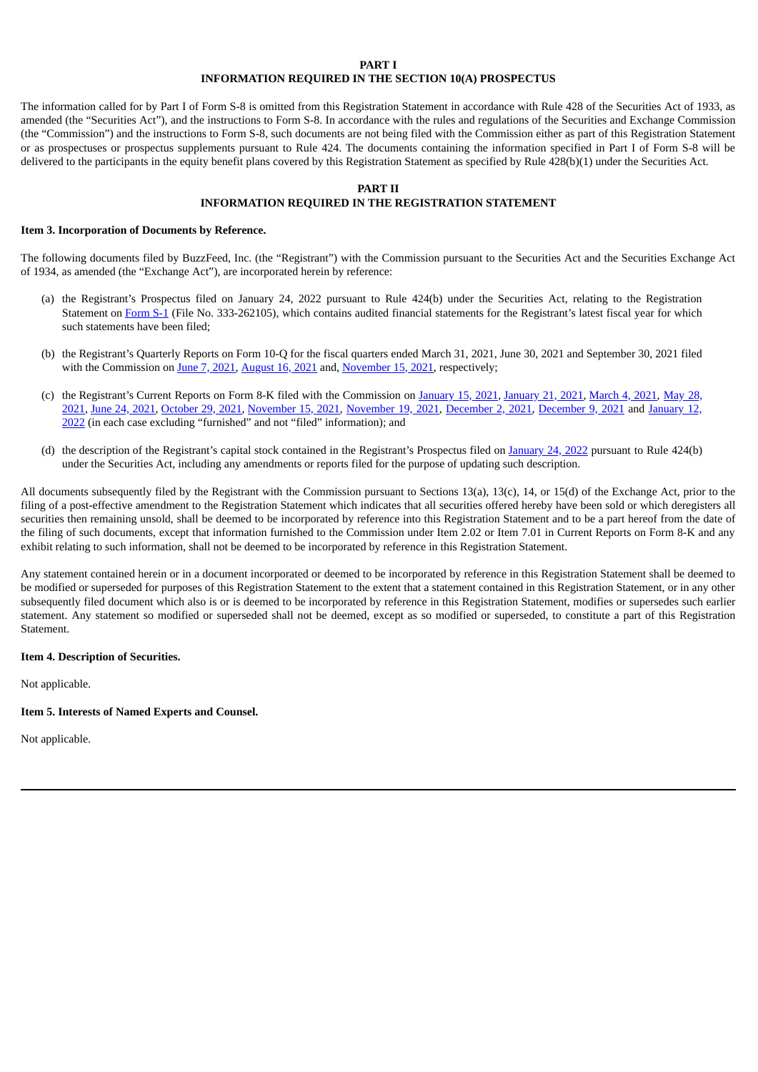## PART I

## INFORMATION REQUIRED IN THE SECTION 10(A) PROSPECTUS

The information called for by Part I of Form S-8 is omitted from this Registration Statement in accordance with Rule 428 of the Securities Act of 1933, as amended (the "Securities Act"), and the instructions to Form S-8. In accordance with the rules and regulations of the Securities and Exchange Commission (the "Commission") and the instructions to Form S-8, such documents are not being filed with the Commission either as part of this Registration Statement or as prospectuses or prospectus supplements pursuant to Rule 424. The documents containing the information specified in Part I of Form S-8 will be delivered to the participants in the equity benefit plans covered by this Registration Statement as specified by Rule 428(b)(1) under the Securities Act.

## PART II

## INFORMATION REQUIRED IN THE REGISTRATION STATEMENT

**Item 3. Incorporation of Documents by Reference.**

The following documents filed by BuzzFeed, Inc. (the "Registrant") with the Commission pursuant to the Securities Act and the Securities Exchange Act of 1934, as amended (the "Exchange Act"), are incorporated herein by reference:

(a) the Registrant's Prospectus filed on January 24, 2022 pursuant to Rule 424(b) under the Securities Act, relating to the Registration Statement on Form S-1 (File No. 333-262105), which contains audited financial statements for the Registrant's latest fiscal year for which such statements have been filed;

(b) the Registrant's Quarterly Reports on Form 10-Q for the fiscal quarters ended March 31, 2021, June 30, 2021 and September 30, 2021 filed with the Commission on June 7, 2021, August 16, 2021 and, November 15, 2021, respectively;

(c) the Registrant's Current Reports on Form 8-K filed with the Commission on January 15, 2021, January 21, 2021, March 4, 2021, May 28, 2021, June 24, 2021, October 29, 2021, November 15, 2021, November 19, 2021, December 2, 2021, December 9, 2021 and January 12, 2022 (in each case excluding "furnished" and not "filed" information); and

(d) the description of the Registrant's capital stock contained in the Registrant's Prospectus filed on January 24, 2022 pursuant to Rule 424(b) under the Securities Act, including any amendments or reports filed for the purpose of updating such description.

All documents subsequently filed by the Registrant with the Commission pursuant to Sections 13(a), 13(c), 14, or 15(d) of the Exchange Act, prior to the filing of a post-effective amendment to the Registration Statement which indicates that all securities offered hereby have been sold or which deregisters all securities then remaining unsold, shall be deemed to be incorporated by reference into this Registration Statement and to be a part hereof from the date of the filing of such documents, except that information furnished to the Commission under Item 2.02 or Item 7.01 in Current Reports on Form 8-K and any exhibit relating to such information, shall not be deemed to be incorporated by reference in this Registration Statement.

Any statement contained herein or in a document incorporated or deemed to be incorporated by reference in this Registration Statement shall be deemed to be modified or superseded for purposes of this Registration Statement to the extent that a statement contained in this Registration Statement, or in any other subsequently filed document which also is or is deemed to be incorporated by reference in this Registration Statement, modifies or supersedes such earlier statement. Any statement so modified or superseded shall not be deemed, except as so modified or superseded, to constitute a part of this Registration Statement.

**Item 4. Description of Securities.**

Not applicable.

**Item 5. Interests of Named Experts and Counsel.**

Not applicable.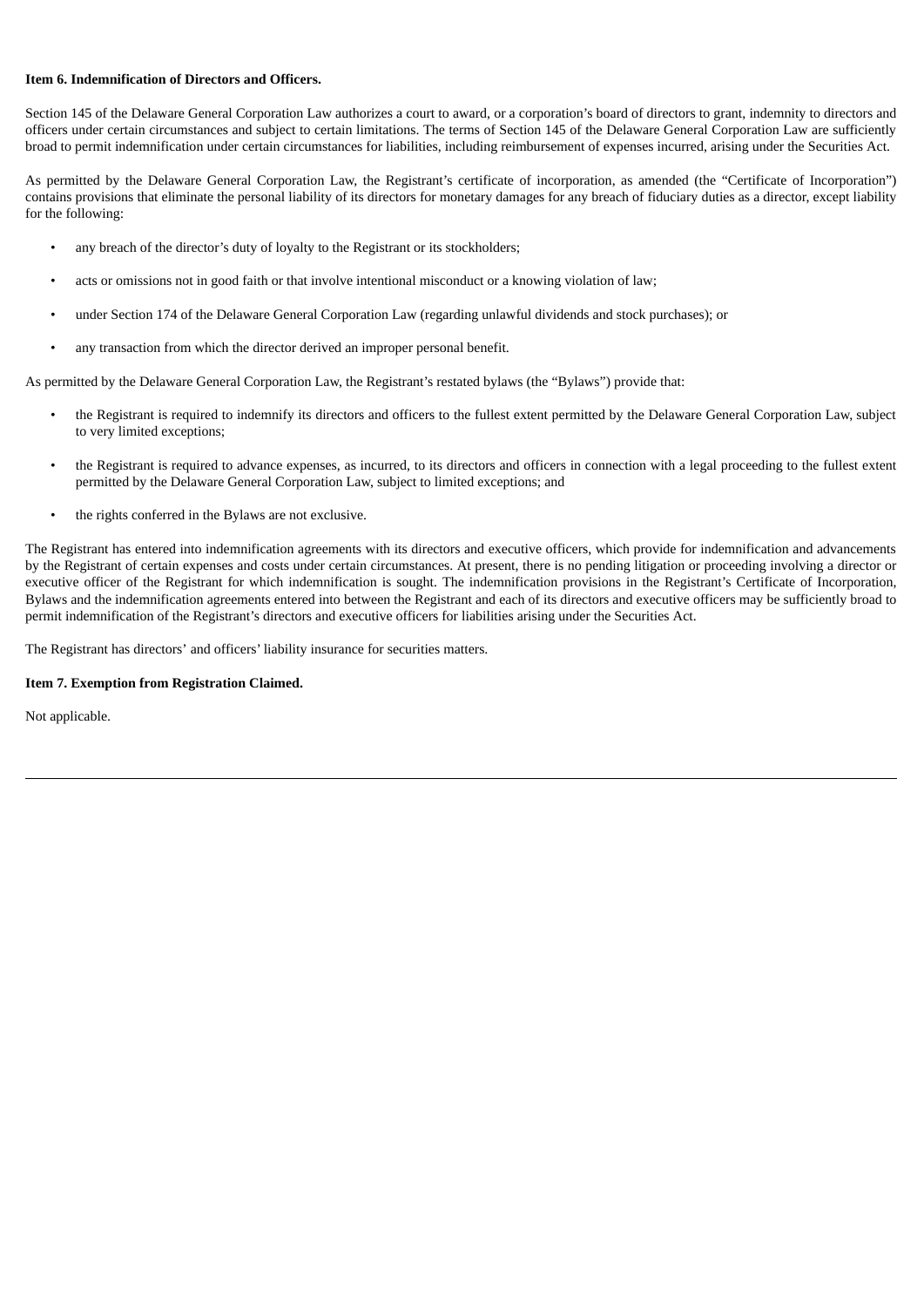**Item 6. Indemnification of Directors and Officers.**

Section 145 of the Delaware General Corporation Law authorizes a court to award, or a corporation's board of directors to grant, indemnity to directors and officers under certain circumstances and subject to certain limitations. The terms of Section 145 of the Delaware General Corporation Law are sufficiently broad to permit indemnification under certain circumstances for liabilities, including reimbursement of expenses incurred, arising under the Securities Act.

As permitted by the Delaware General Corporation Law, the Registrant's certificate of incorporation, as amended (the "Certificate of Incorporation") contains provisions that eliminate the personal liability of its directors for monetary damages for any breach of fiduciary duties as a director, except liability for the following:

- any breach of the director's duty of loyalty to the Registrant or its stockholders;
- acts or omissions not in good faith or that involve intentional misconduct or a knowing violation of law;
- under Section 174 of the Delaware General Corporation Law (regarding unlawful dividends and stock purchases); or
- any transaction from which the director derived an improper personal benefit.

As permitted by the Delaware General Corporation Law, the Registrant's restated bylaws (the "Bylaws") provide that:

- the Registrant is required to indemnify its directors and officers to the fullest extent permitted by the Delaware General Corporation Law, subject to very limited exceptions;
- the Registrant is required to advance expenses, as incurred, to its directors and officers in connection with a legal proceeding to the fullest extent permitted by the Delaware General Corporation Law, subject to limited exceptions; and
- the rights conferred in the Bylaws are not exclusive.

The Registrant has entered into indemnification agreements with its directors and executive officers, which provide for indemnification and advancements by the Registrant of certain expenses and costs under certain circumstances. At present, there is no pending litigation or proceeding involving a director or executive officer of the Registrant for which indemnification is sought. The indemnification provisions in the Registrant's Certificate of Incorporation, Bylaws and the indemnification agreements entered into between the Registrant and each of its directors and executive officers may be sufficiently broad to permit indemnification of the Registrant's directors and executive officers for liabilities arising under the Securities Act.

The Registrant has directors' and officers' liability insurance for securities matters.

**Item 7. Exemption from Registration Claimed.**

Not applicable.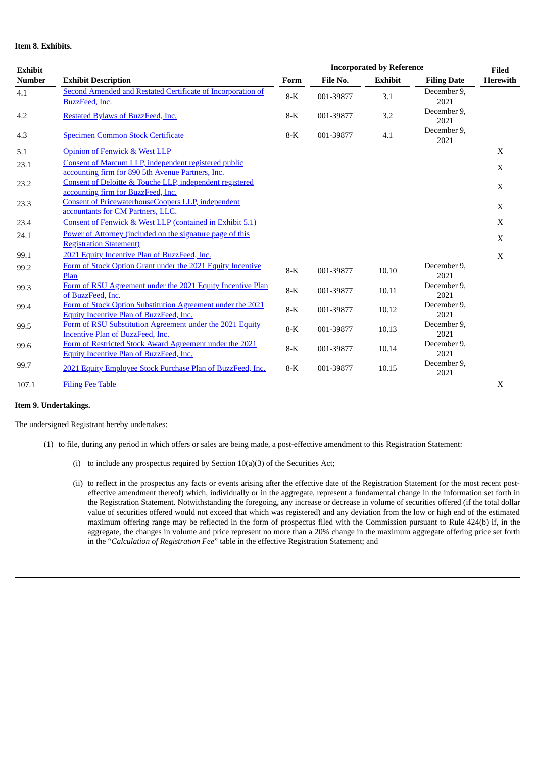**Item 8. Exhibits.**

| Exhibit Number | Exhibit Description | Incorporated by Reference | | | | Filed Herewith |
|---|---|---|---|---|---|---|
| | | Form | File No. | Exhibit | Filing Date | |
| 4.1 | Second Amended and Restated Certificate of Incorporation of BuzzFeed, Inc. | 8-K | 001-39877 | 3.1 | December 9, 2021 | |
| 4.2 | Restated Bylaws of BuzzFeed, Inc. | 8-K | 001-39877 | 3.2 | December 9, 2021 | |
| 4.3 | Specimen Common Stock Certificate | 8-K | 001-39877 | 4.1 | December 9, 2021 | |
| 5.1 | Opinion of Fenwick & West LLP | | | | | X |
| 23.1 | Consent of Marcum LLP, independent registered public accounting firm for 890 5th Avenue Partners, Inc. | | | | | X |
| 23.2 | Consent of Deloitte & Touche LLP, independent registered accounting firm for BuzzFeed, Inc. | | | | | X |
| 23.3 | Consent of PricewaterhouseCoopers LLP, independent accountants for CM Partners, LLC. | | | | | X |
| 23.4 | Consent of Fenwick & West LLP (contained in Exhibit 5.1) | | | | | X |
| 24.1 | Power of Attorney (included on the signature page of this Registration Statement) | | | | | X |
| 99.1 | 2021 Equity Incentive Plan of BuzzFeed, Inc. | | | | | X |
| 99.2 | Form of Stock Option Grant under the 2021 Equity Incentive Plan | 8-K | 001-39877 | 10.10 | December 9, 2021 | |
| 99.3 | Form of RSU Agreement under the 2021 Equity Incentive Plan of BuzzFeed, Inc. | 8-K | 001-39877 | 10.11 | December 9, 2021 | |
| 99.4 | Form of Stock Option Substitution Agreement under the 2021 Equity Incentive Plan of BuzzFeed, Inc. | 8-K | 001-39877 | 10.12 | December 9, 2021 | |
| 99.5 | Form of RSU Substitution Agreement under the 2021 Equity Incentive Plan of BuzzFeed, Inc. | 8-K | 001-39877 | 10.13 | December 9, 2021 | |
| 99.6 | Form of Restricted Stock Award Agreement under the 2021 Equity Incentive Plan of BuzzFeed, Inc. | 8-K | 001-39877 | 10.14 | December 9, 2021 | |
| 99.7 | 2021 Equity Employee Stock Purchase Plan of BuzzFeed, Inc. | 8-K | 001-39877 | 10.15 | December 9, 2021 | |
| 107.1 | Filing Fee Table | | | | | X |

**Item 9. Undertakings.**

The undersigned Registrant hereby undertakes:

(1) to file, during any period in which offers or sales are being made, a post-effective amendment to this Registration Statement:

(i) to include any prospectus required by Section 10(a)(3) of the Securities Act;

(ii) to reflect in the prospectus any facts or events arising after the effective date of the Registration Statement (or the most recent post-effective amendment thereof) which, individually or in the aggregate, represent a fundamental change in the information set forth in the Registration Statement. Notwithstanding the foregoing, any increase or decrease in volume of securities offered (if the total dollar value of securities offered would not exceed that which was registered) and any deviation from the low or high end of the estimated maximum offering range may be reflected in the form of prospectus filed with the Commission pursuant to Rule 424(b) if, in the aggregate, the changes in volume and price represent no more than a 20% change in the maximum aggregate offering price set forth in the "*Calculation of Registration Fee*" table in the effective Registration Statement; and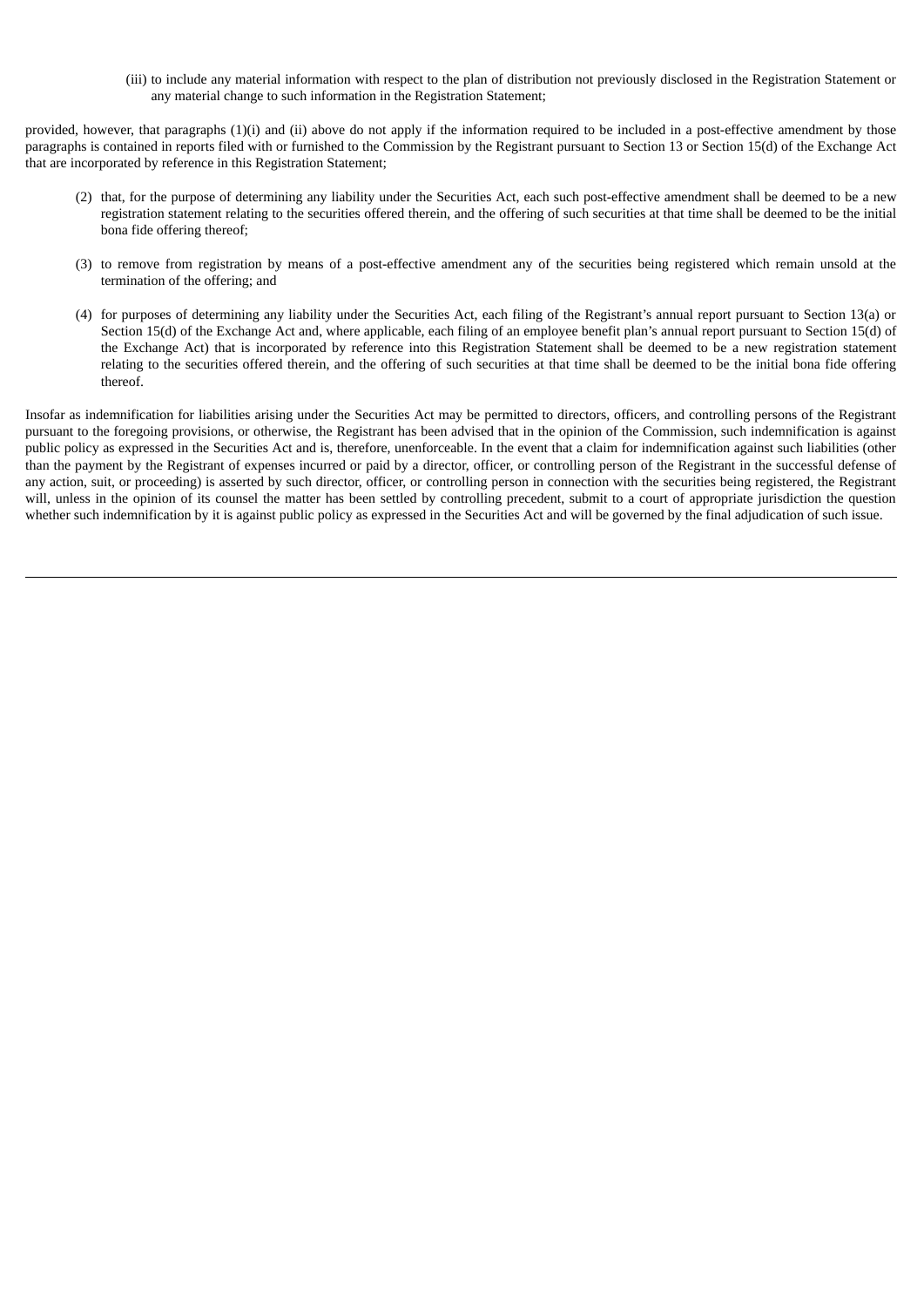(iii) to include any material information with respect to the plan of distribution not previously disclosed in the Registration Statement or any material change to such information in the Registration Statement;

provided, however, that paragraphs (1)(i) and (ii) above do not apply if the information required to be included in a post-effective amendment by those paragraphs is contained in reports filed with or furnished to the Commission by the Registrant pursuant to Section 13 or Section 15(d) of the Exchange Act that are incorporated by reference in this Registration Statement;

(2) that, for the purpose of determining any liability under the Securities Act, each such post-effective amendment shall be deemed to be a new registration statement relating to the securities offered therein, and the offering of such securities at that time shall be deemed to be the initial bona fide offering thereof;

(3) to remove from registration by means of a post-effective amendment any of the securities being registered which remain unsold at the termination of the offering; and

(4) for purposes of determining any liability under the Securities Act, each filing of the Registrant's annual report pursuant to Section 13(a) or Section 15(d) of the Exchange Act and, where applicable, each filing of an employee benefit plan's annual report pursuant to Section 15(d) of the Exchange Act) that is incorporated by reference into this Registration Statement shall be deemed to be a new registration statement relating to the securities offered therein, and the offering of such securities at that time shall be deemed to be the initial bona fide offering thereof.

Insofar as indemnification for liabilities arising under the Securities Act may be permitted to directors, officers, and controlling persons of the Registrant pursuant to the foregoing provisions, or otherwise, the Registrant has been advised that in the opinion of the Commission, such indemnification is against public policy as expressed in the Securities Act and is, therefore, unenforceable. In the event that a claim for indemnification against such liabilities (other than the payment by the Registrant of expenses incurred or paid by a director, officer, or controlling person of the Registrant in the successful defense of any action, suit, or proceeding) is asserted by such director, officer, or controlling person in connection with the securities being registered, the Registrant will, unless in the opinion of its counsel the matter has been settled by controlling precedent, submit to a court of appropriate jurisdiction the question whether such indemnification by it is against public policy as expressed in the Securities Act and will be governed by the final adjudication of such issue.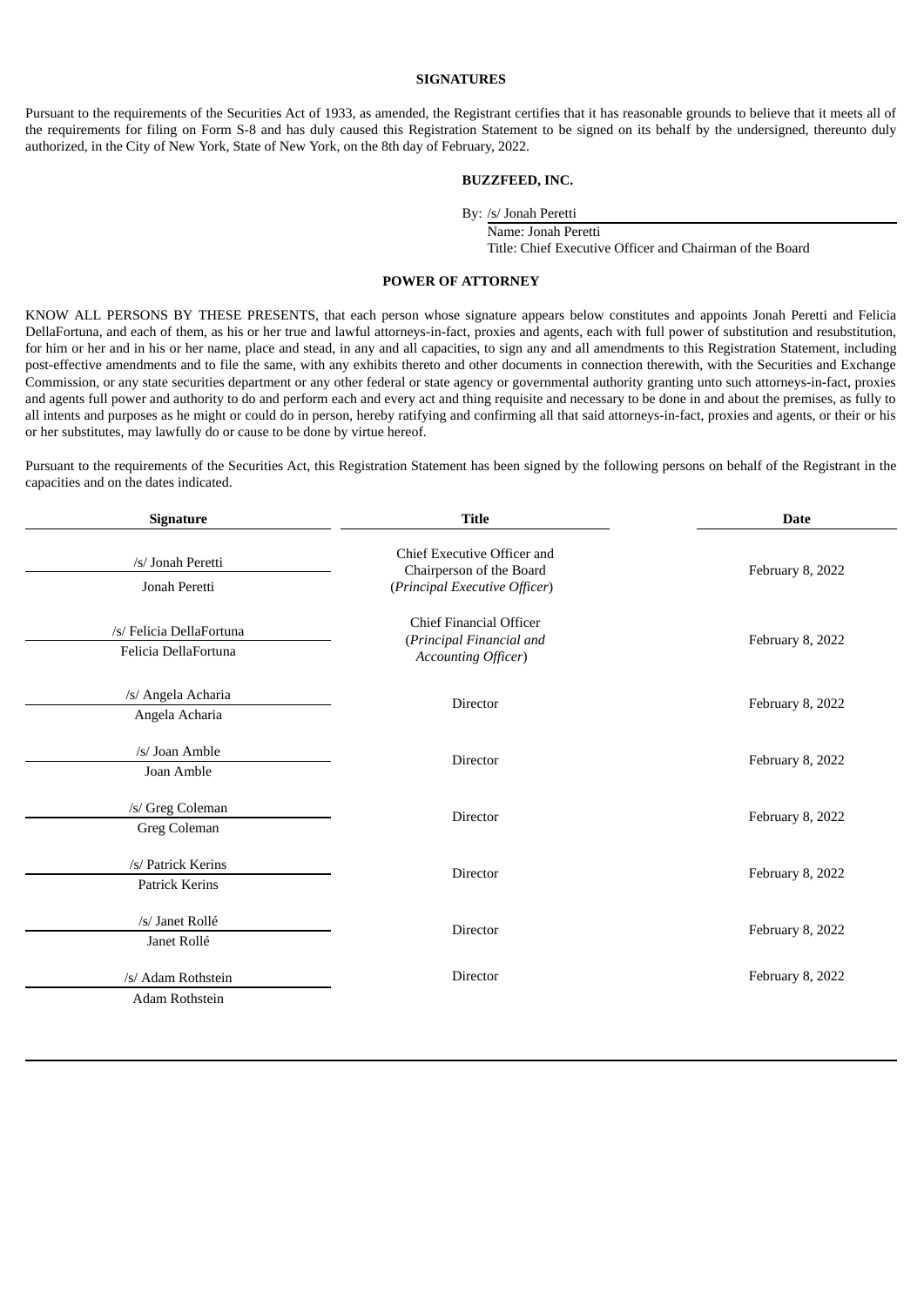## SIGNATURES

Pursuant to the requirements of the Securities Act of 1933, as amended, the Registrant certifies that it has reasonable grounds to believe that it meets all of the requirements for filing on Form S-8 and has duly caused this Registration Statement to be signed on its behalf by the undersigned, thereunto duly authorized, in the City of New York, State of New York, on the 8th day of February, 2022.

**BUZZFEED, INC.**

By: /s/ Jonah Peretti
Name: Jonah Peretti
Title: Chief Executive Officer and Chairman of the Board

## POWER OF ATTORNEY

KNOW ALL PERSONS BY THESE PRESENTS, that each person whose signature appears below constitutes and appoints Jonah Peretti and Felicia DellaFortuna, and each of them, as his or her true and lawful attorneys-in-fact, proxies and agents, each with full power of substitution and resubstitution, for him or her and in his or her name, place and stead, in any and all capacities, to sign any and all amendments to this Registration Statement, including post-effective amendments and to file the same, with any exhibits thereto and other documents in connection therewith, with the Securities and Exchange Commission, or any state securities department or any other federal or state agency or governmental authority granting unto such attorneys-in-fact, proxies and agents full power and authority to do and perform each and every act and thing requisite and necessary to be done in and about the premises, as fully to all intents and purposes as he might or could do in person, hereby ratifying and confirming all that said attorneys-in-fact, proxies and agents, or their or his or her substitutes, may lawfully do or cause to be done by virtue hereof.

Pursuant to the requirements of the Securities Act, this Registration Statement has been signed by the following persons on behalf of the Registrant in the capacities and on the dates indicated.

| Signature | Title | Date |
|---|---|---|
| /s/ Jonah Peretti<br>Jonah Peretti | Chief Executive Officer and Chairperson of the Board (*Principal Executive Officer*) | February 8, 2022 |
| /s/ Felicia DellaFortuna<br>Felicia DellaFortuna | Chief Financial Officer (*Principal Financial and Accounting Officer*) | February 8, 2022 |
| /s/ Angela Acharia<br>Angela Acharia | Director | February 8, 2022 |
| /s/ Joan Amble<br>Joan Amble | Director | February 8, 2022 |
| /s/ Greg Coleman<br>Greg Coleman | Director | February 8, 2022 |
| /s/ Patrick Kerins<br>Patrick Kerins | Director | February 8, 2022 |
| /s/ Janet Rollé<br>Janet Rollé | Director | February 8, 2022 |
| /s/ Adam Rothstein<br>Adam Rothstein | Director | February 8, 2022 |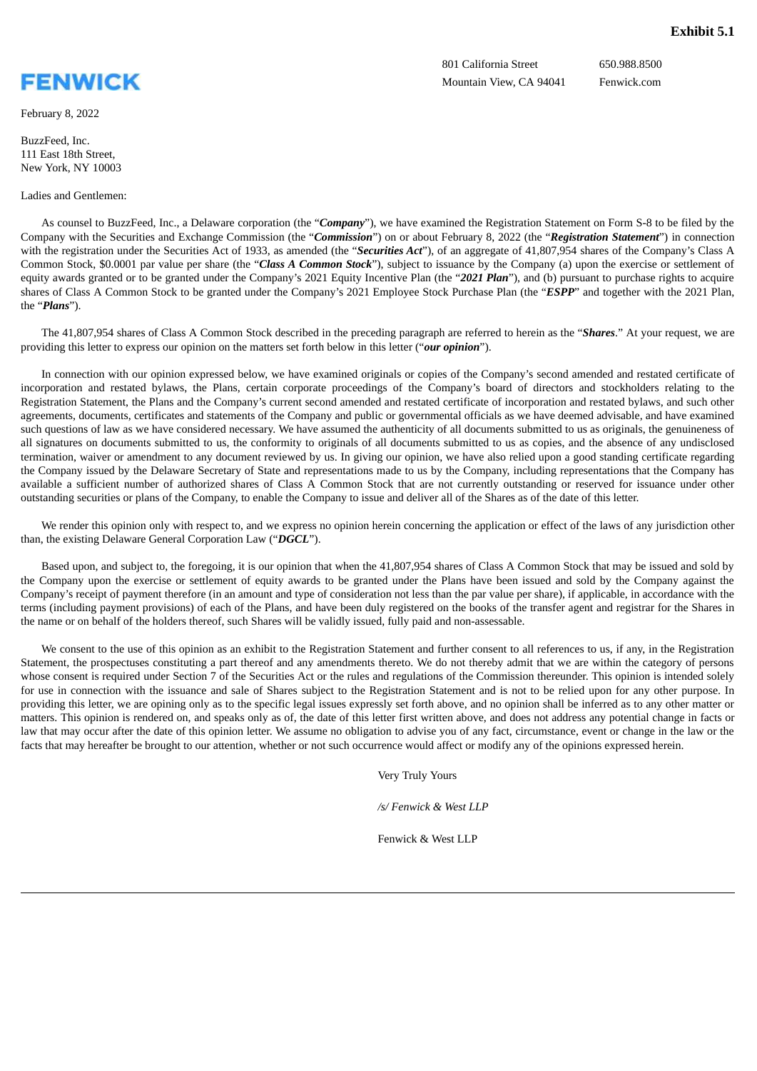**Exhibit 5.1**

**FENWICK**

801 California Street
Mountain View, CA 94041

650.988.8500
Fenwick.com

February 8, 2022

BuzzFeed, Inc.
111 East 18th Street,
New York, NY 10003

Ladies and Gentlemen:

As counsel to BuzzFeed, Inc., a Delaware corporation (the "***Company***"), we have examined the Registration Statement on Form S-8 to be filed by the Company with the Securities and Exchange Commission (the "***Commission***") on or about February 8, 2022 (the "***Registration Statement***") in connection with the registration under the Securities Act of 1933, as amended (the "***Securities Act***"), of an aggregate of 41,807,954 shares of the Company's Class A Common Stock, $0.0001 par value per share (the "***Class A Common Stock***"), subject to issuance by the Company (a) upon the exercise or settlement of equity awards granted or to be granted under the Company's 2021 Equity Incentive Plan (the "***2021 Plan***"), and (b) pursuant to purchase rights to acquire shares of Class A Common Stock to be granted under the Company's 2021 Employee Stock Purchase Plan (the "***ESPP***" and together with the 2021 Plan, the "***Plans***").

The 41,807,954 shares of Class A Common Stock described in the preceding paragraph are referred to herein as the "***Shares***." At your request, we are providing this letter to express our opinion on the matters set forth below in this letter ("***our opinion***").

In connection with our opinion expressed below, we have examined originals or copies of the Company's second amended and restated certificate of incorporation and restated bylaws, the Plans, certain corporate proceedings of the Company's board of directors and stockholders relating to the Registration Statement, the Plans and the Company's current second amended and restated certificate of incorporation and restated bylaws, and such other agreements, documents, certificates and statements of the Company and public or governmental officials as we have deemed advisable, and have examined such questions of law as we have considered necessary. We have assumed the authenticity of all documents submitted to us as originals, the genuineness of all signatures on documents submitted to us, the conformity to originals of all documents submitted to us as copies, and the absence of any undisclosed termination, waiver or amendment to any document reviewed by us. In giving our opinion, we have also relied upon a good standing certificate regarding the Company issued by the Delaware Secretary of State and representations made to us by the Company, including representations that the Company has available a sufficient number of authorized shares of Class A Common Stock that are not currently outstanding or reserved for issuance under other outstanding securities or plans of the Company, to enable the Company to issue and deliver all of the Shares as of the date of this letter.

We render this opinion only with respect to, and we express no opinion herein concerning the application or effect of the laws of any jurisdiction other than, the existing Delaware General Corporation Law ("***DGCL***").

Based upon, and subject to, the foregoing, it is our opinion that when the 41,807,954 shares of Class A Common Stock that may be issued and sold by the Company upon the exercise or settlement of equity awards to be granted under the Plans have been issued and sold by the Company against the Company's receipt of payment therefore (in an amount and type of consideration not less than the par value per share), if applicable, in accordance with the terms (including payment provisions) of each of the Plans, and have been duly registered on the books of the transfer agent and registrar for the Shares in the name or on behalf of the holders thereof, such Shares will be validly issued, fully paid and non-assessable.

We consent to the use of this opinion as an exhibit to the Registration Statement and further consent to all references to us, if any, in the Registration Statement, the prospectuses constituting a part thereof and any amendments thereto. We do not thereby admit that we are within the category of persons whose consent is required under Section 7 of the Securities Act or the rules and regulations of the Commission thereunder. This opinion is intended solely for use in connection with the issuance and sale of Shares subject to the Registration Statement and is not to be relied upon for any other purpose. In providing this letter, we are opining only as to the specific legal issues expressly set forth above, and no opinion shall be inferred as to any other matter or matters. This opinion is rendered on, and speaks only as of, the date of this letter first written above, and does not address any potential change in facts or law that may occur after the date of this opinion letter. We assume no obligation to advise you of any fact, circumstance, event or change in the law or the facts that may hereafter be brought to our attention, whether or not such occurrence would affect or modify any of the opinions expressed herein.

Very Truly Yours

*/s/ Fenwick & West LLP*

Fenwick & West LLP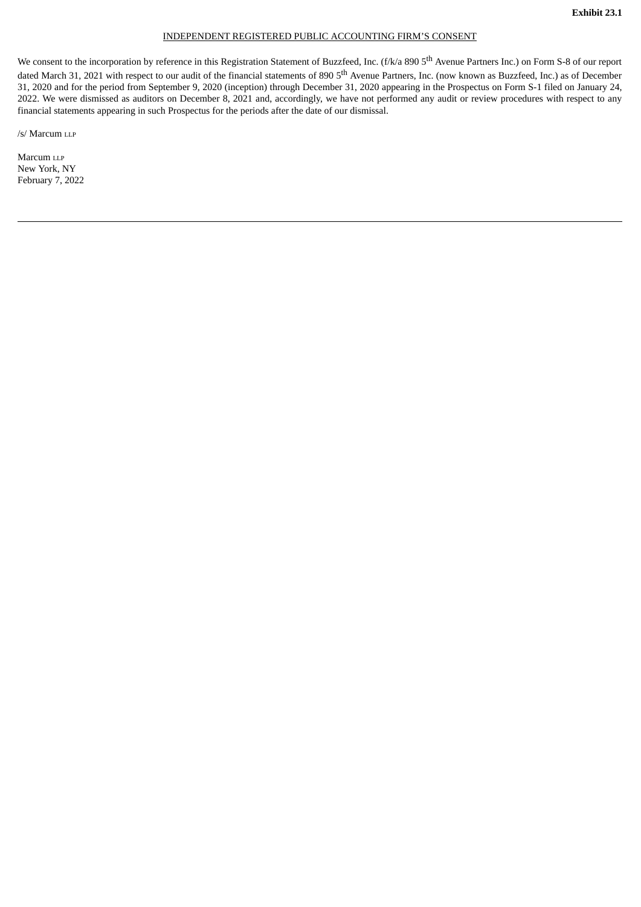**Exhibit 23.1**

INDEPENDENT REGISTERED PUBLIC ACCOUNTING FIRM'S CONSENT

We consent to the incorporation by reference in this Registration Statement of Buzzfeed, Inc. (f/k/a 890 5th Avenue Partners Inc.) on Form S-8 of our report dated March 31, 2021 with respect to our audit of the financial statements of 890 5th Avenue Partners, Inc. (now known as Buzzfeed, Inc.) as of December 31, 2020 and for the period from September 9, 2020 (inception) through December 31, 2020 appearing in the Prospectus on Form S-1 filed on January 24, 2022. We were dismissed as auditors on December 8, 2021 and, accordingly, we have not performed any audit or review procedures with respect to any financial statements appearing in such Prospectus for the periods after the date of our dismissal.

/s/ Marcum LLP

Marcum LLP
New York, NY
February 7, 2022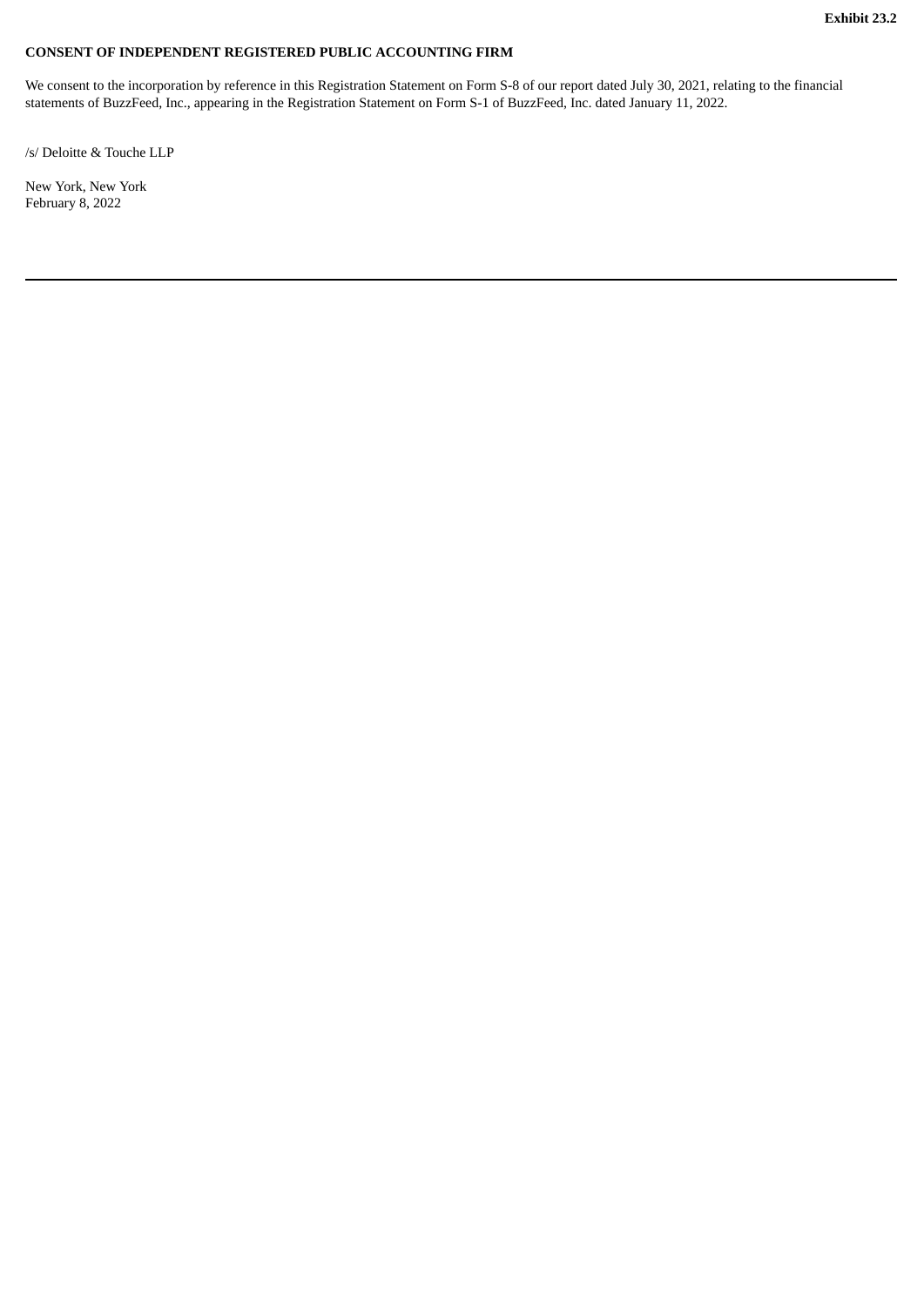**Exhibit 23.2**

**CONSENT OF INDEPENDENT REGISTERED PUBLIC ACCOUNTING FIRM**

We consent to the incorporation by reference in this Registration Statement on Form S-8 of our report dated July 30, 2021, relating to the financial statements of BuzzFeed, Inc., appearing in the Registration Statement on Form S-1 of BuzzFeed, Inc. dated January 11, 2022.

/s/ Deloitte & Touche LLP

New York, New York
February 8, 2022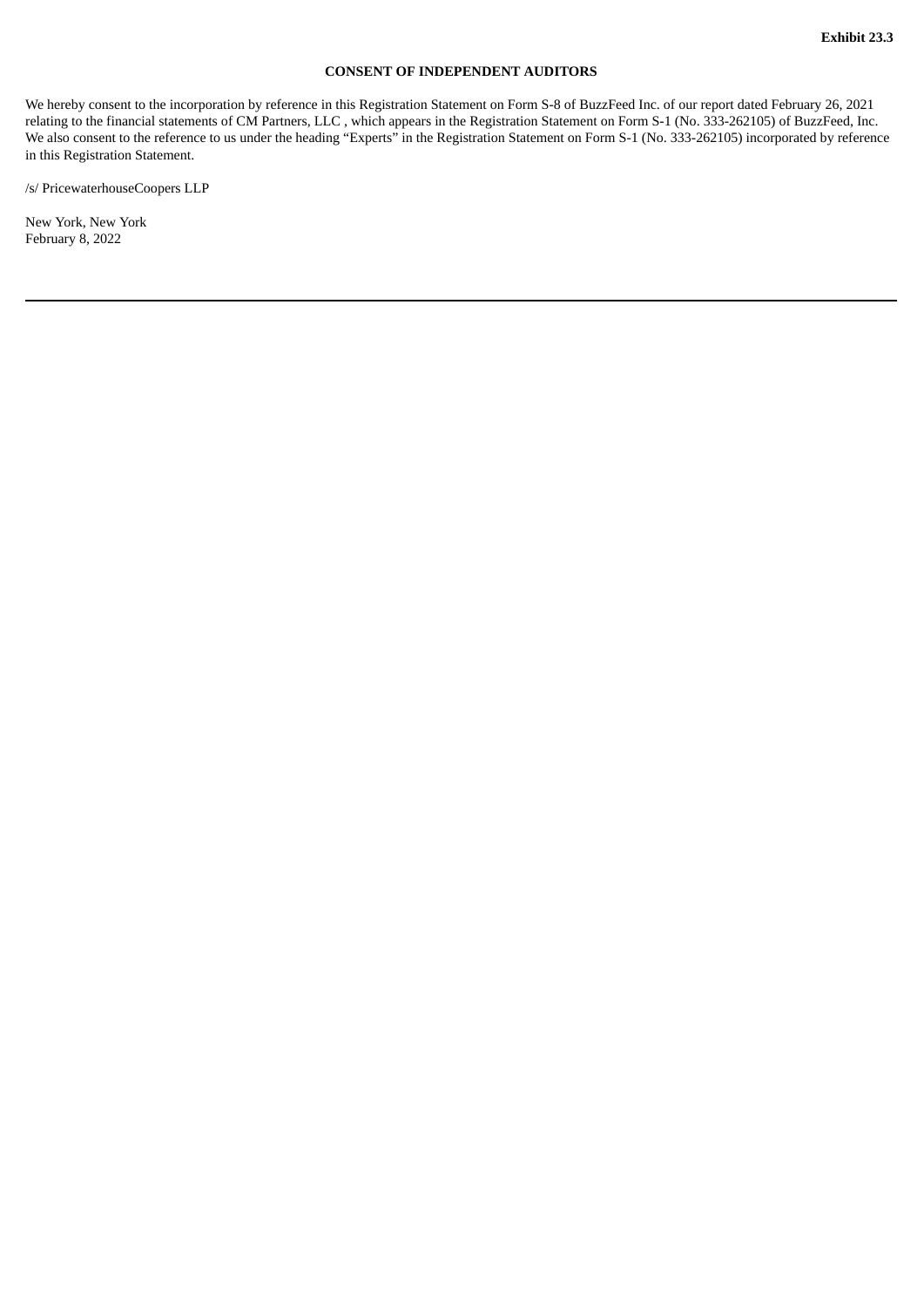**Exhibit 23.3**

**CONSENT OF INDEPENDENT AUDITORS**

We hereby consent to the incorporation by reference in this Registration Statement on Form S-8 of BuzzFeed Inc. of our report dated February 26, 2021 relating to the financial statements of CM Partners, LLC , which appears in the Registration Statement on Form S-1 (No. 333-262105) of BuzzFeed, Inc. We also consent to the reference to us under the heading "Experts" in the Registration Statement on Form S-1 (No. 333-262105) incorporated by reference in this Registration Statement.

/s/ PricewaterhouseCoopers LLP

New York, New York
February 8, 2022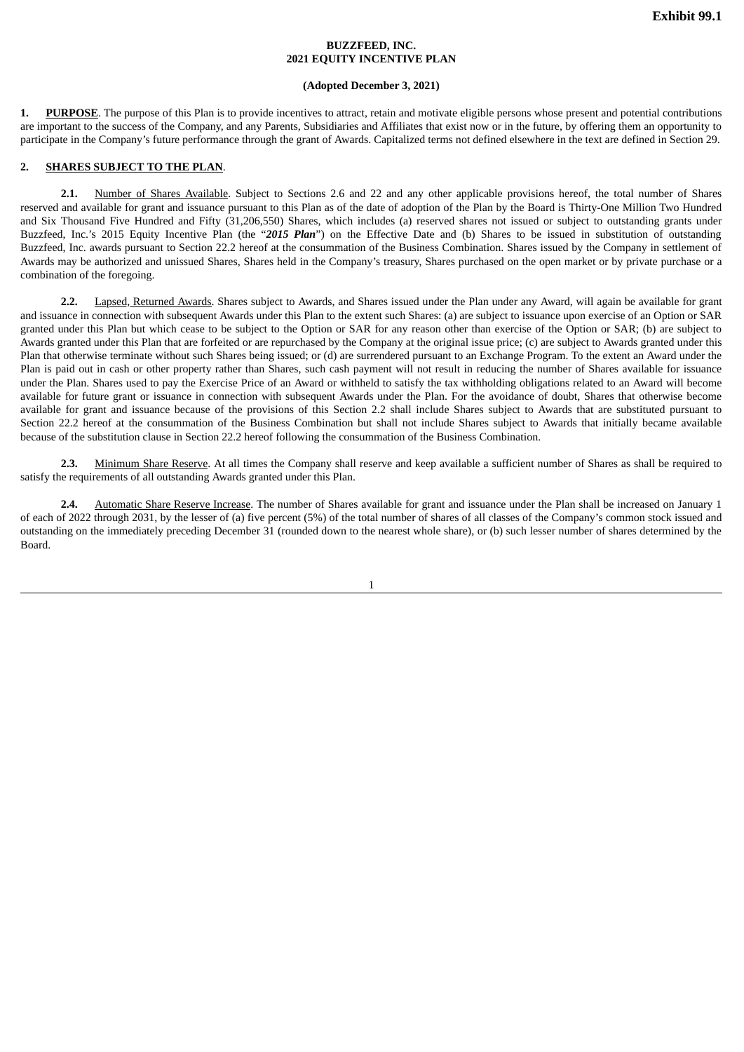**Exhibit 99.1**

**BUZZFEED, INC.**
**2021 EQUITY INCENTIVE PLAN**

**(Adopted December 3, 2021)**

**1. PURPOSE**. The purpose of this Plan is to provide incentives to attract, retain and motivate eligible persons whose present and potential contributions are important to the success of the Company, and any Parents, Subsidiaries and Affiliates that exist now or in the future, by offering them an opportunity to participate in the Company's future performance through the grant of Awards. Capitalized terms not defined elsewhere in the text are defined in Section 29.

**2. SHARES SUBJECT TO THE PLAN**.

**2.1.** Number of Shares Available. Subject to Sections 2.6 and 22 and any other applicable provisions hereof, the total number of Shares reserved and available for grant and issuance pursuant to this Plan as of the date of adoption of the Plan by the Board is Thirty-One Million Two Hundred and Six Thousand Five Hundred and Fifty (31,206,550) Shares, which includes (a) reserved shares not issued or subject to outstanding grants under Buzzfeed, Inc.'s 2015 Equity Incentive Plan (the "***2015 Plan***") on the Effective Date and (b) Shares to be issued in substitution of outstanding Buzzfeed, Inc. awards pursuant to Section 22.2 hereof at the consummation of the Business Combination. Shares issued by the Company in settlement of Awards may be authorized and unissued Shares, Shares held in the Company's treasury, Shares purchased on the open market or by private purchase or a combination of the foregoing.

**2.2.** Lapsed, Returned Awards. Shares subject to Awards, and Shares issued under the Plan under any Award, will again be available for grant and issuance in connection with subsequent Awards under this Plan to the extent such Shares: (a) are subject to issuance upon exercise of an Option or SAR granted under this Plan but which cease to be subject to the Option or SAR for any reason other than exercise of the Option or SAR; (b) are subject to Awards granted under this Plan that are forfeited or are repurchased by the Company at the original issue price; (c) are subject to Awards granted under this Plan that otherwise terminate without such Shares being issued; or (d) are surrendered pursuant to an Exchange Program. To the extent an Award under the Plan is paid out in cash or other property rather than Shares, such cash payment will not result in reducing the number of Shares available for issuance under the Plan. Shares used to pay the Exercise Price of an Award or withheld to satisfy the tax withholding obligations related to an Award will become available for future grant or issuance in connection with subsequent Awards under the Plan. For the avoidance of doubt, Shares that otherwise become available for grant and issuance because of the provisions of this Section 2.2 shall include Shares subject to Awards that are substituted pursuant to Section 22.2 hereof at the consummation of the Business Combination but shall not include Shares subject to Awards that initially became available because of the substitution clause in Section 22.2 hereof following the consummation of the Business Combination.

**2.3.** Minimum Share Reserve. At all times the Company shall reserve and keep available a sufficient number of Shares as shall be required to satisfy the requirements of all outstanding Awards granted under this Plan.

**2.4.** Automatic Share Reserve Increase. The number of Shares available for grant and issuance under the Plan shall be increased on January 1 of each of 2022 through 2031, by the lesser of (a) five percent (5%) of the total number of shares of all classes of the Company's common stock issued and outstanding on the immediately preceding December 31 (rounded down to the nearest whole share), or (b) such lesser number of shares determined by the Board.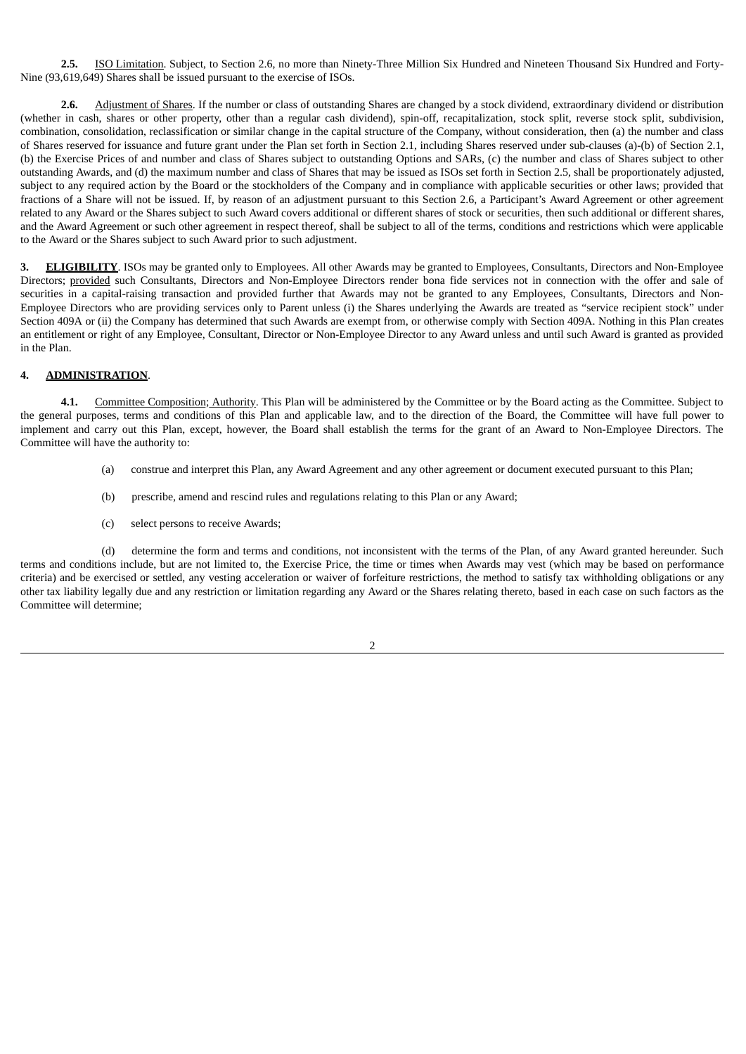**2.5.** ISO Limitation. Subject, to Section 2.6, no more than Ninety-Three Million Six Hundred and Nineteen Thousand Six Hundred and Forty-Nine (93,619,649) Shares shall be issued pursuant to the exercise of ISOs.

**2.6.** Adjustment of Shares. If the number or class of outstanding Shares are changed by a stock dividend, extraordinary dividend or distribution (whether in cash, shares or other property, other than a regular cash dividend), spin-off, recapitalization, stock split, reverse stock split, subdivision, combination, consolidation, reclassification or similar change in the capital structure of the Company, without consideration, then (a) the number and class of Shares reserved for issuance and future grant under the Plan set forth in Section 2.1, including Shares reserved under sub-clauses (a)-(b) of Section 2.1, (b) the Exercise Prices of and number and class of Shares subject to outstanding Options and SARs, (c) the number and class of Shares subject to other outstanding Awards, and (d) the maximum number and class of Shares that may be issued as ISOs set forth in Section 2.5, shall be proportionately adjusted, subject to any required action by the Board or the stockholders of the Company and in compliance with applicable securities or other laws; provided that fractions of a Share will not be issued. If, by reason of an adjustment pursuant to this Section 2.6, a Participant's Award Agreement or other agreement related to any Award or the Shares subject to such Award covers additional or different shares of stock or securities, then such additional or different shares, and the Award Agreement or such other agreement in respect thereof, shall be subject to all of the terms, conditions and restrictions which were applicable to the Award or the Shares subject to such Award prior to such adjustment.

**3. ELIGIBILITY**. ISOs may be granted only to Employees. All other Awards may be granted to Employees, Consultants, Directors and Non-Employee Directors; provided such Consultants, Directors and Non-Employee Directors render bona fide services not in connection with the offer and sale of securities in a capital-raising transaction and provided further that Awards may not be granted to any Employees, Consultants, Directors and Non-Employee Directors who are providing services only to Parent unless (i) the Shares underlying the Awards are treated as "service recipient stock" under Section 409A or (ii) the Company has determined that such Awards are exempt from, or otherwise comply with Section 409A. Nothing in this Plan creates an entitlement or right of any Employee, Consultant, Director or Non-Employee Director to any Award unless and until such Award is granted as provided in the Plan.

**4. ADMINISTRATION**.

**4.1.** Committee Composition; Authority. This Plan will be administered by the Committee or by the Board acting as the Committee. Subject to the general purposes, terms and conditions of this Plan and applicable law, and to the direction of the Board, the Committee will have full power to implement and carry out this Plan, except, however, the Board shall establish the terms for the grant of an Award to Non-Employee Directors. The Committee will have the authority to:

(a) construe and interpret this Plan, any Award Agreement and any other agreement or document executed pursuant to this Plan;

(b) prescribe, amend and rescind rules and regulations relating to this Plan or any Award;

(c) select persons to receive Awards;

(d) determine the form and terms and conditions, not inconsistent with the terms of the Plan, of any Award granted hereunder. Such terms and conditions include, but are not limited to, the Exercise Price, the time or times when Awards may vest (which may be based on performance criteria) and be exercised or settled, any vesting acceleration or waiver of forfeiture restrictions, the method to satisfy tax withholding obligations or any other tax liability legally due and any restriction or limitation regarding any Award or the Shares relating thereto, based in each case on such factors as the Committee will determine;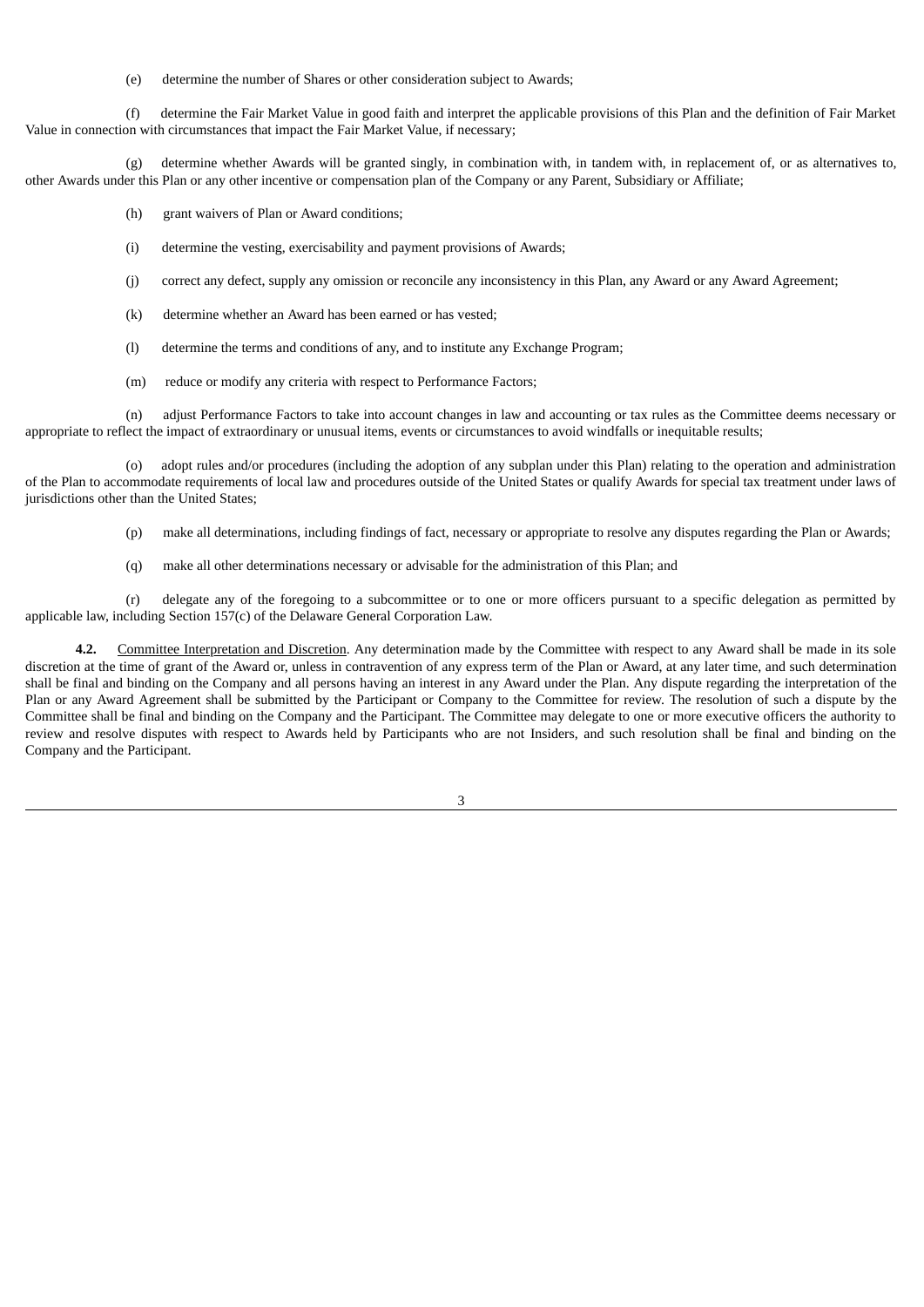(e) determine the number of Shares or other consideration subject to Awards;

(f) determine the Fair Market Value in good faith and interpret the applicable provisions of this Plan and the definition of Fair Market Value in connection with circumstances that impact the Fair Market Value, if necessary;

(g) determine whether Awards will be granted singly, in combination with, in tandem with, in replacement of, or as alternatives to, other Awards under this Plan or any other incentive or compensation plan of the Company or any Parent, Subsidiary or Affiliate;

(h) grant waivers of Plan or Award conditions;

(i) determine the vesting, exercisability and payment provisions of Awards;

(j) correct any defect, supply any omission or reconcile any inconsistency in this Plan, any Award or any Award Agreement;

(k) determine whether an Award has been earned or has vested;

(l) determine the terms and conditions of any, and to institute any Exchange Program;

(m) reduce or modify any criteria with respect to Performance Factors;

(n) adjust Performance Factors to take into account changes in law and accounting or tax rules as the Committee deems necessary or appropriate to reflect the impact of extraordinary or unusual items, events or circumstances to avoid windfalls or inequitable results;

(o) adopt rules and/or procedures (including the adoption of any subplan under this Plan) relating to the operation and administration of the Plan to accommodate requirements of local law and procedures outside of the United States or qualify Awards for special tax treatment under laws of jurisdictions other than the United States;

(p) make all determinations, including findings of fact, necessary or appropriate to resolve any disputes regarding the Plan or Awards;

(q) make all other determinations necessary or advisable for the administration of this Plan; and

(r) delegate any of the foregoing to a subcommittee or to one or more officers pursuant to a specific delegation as permitted by applicable law, including Section 157(c) of the Delaware General Corporation Law.

**4.2.** Committee Interpretation and Discretion. Any determination made by the Committee with respect to any Award shall be made in its sole discretion at the time of grant of the Award or, unless in contravention of any express term of the Plan or Award, at any later time, and such determination shall be final and binding on the Company and all persons having an interest in any Award under the Plan. Any dispute regarding the interpretation of the Plan or any Award Agreement shall be submitted by the Participant or Company to the Committee for review. The resolution of such a dispute by the Committee shall be final and binding on the Company and the Participant. The Committee may delegate to one or more executive officers the authority to review and resolve disputes with respect to Awards held by Participants who are not Insiders, and such resolution shall be final and binding on the Company and the Participant.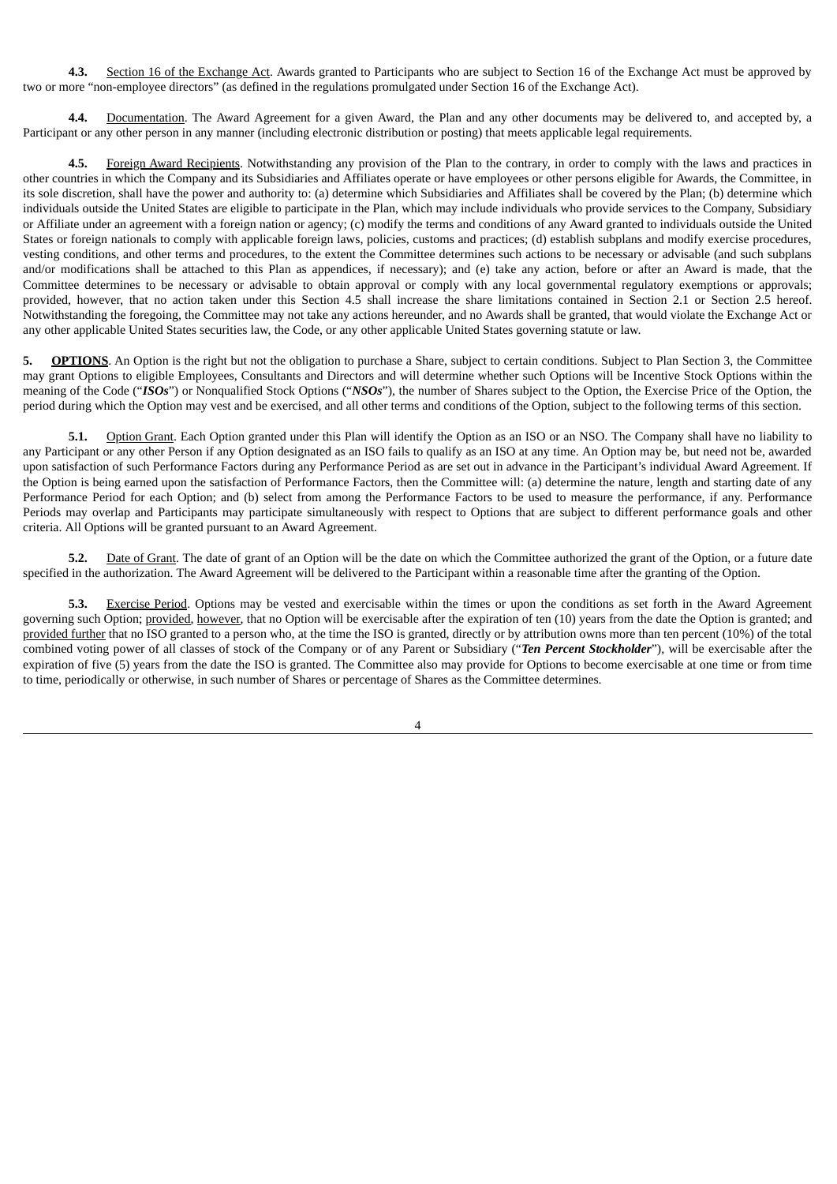**4.3.** Section 16 of the Exchange Act. Awards granted to Participants who are subject to Section 16 of the Exchange Act must be approved by two or more "non-employee directors" (as defined in the regulations promulgated under Section 16 of the Exchange Act).

**4.4.** Documentation. The Award Agreement for a given Award, the Plan and any other documents may be delivered to, and accepted by, a Participant or any other person in any manner (including electronic distribution or posting) that meets applicable legal requirements.

**4.5.** Foreign Award Recipients. Notwithstanding any provision of the Plan to the contrary, in order to comply with the laws and practices in other countries in which the Company and its Subsidiaries and Affiliates operate or have employees or other persons eligible for Awards, the Committee, in its sole discretion, shall have the power and authority to: (a) determine which Subsidiaries and Affiliates shall be covered by the Plan; (b) determine which individuals outside the United States are eligible to participate in the Plan, which may include individuals who provide services to the Company, Subsidiary or Affiliate under an agreement with a foreign nation or agency; (c) modify the terms and conditions of any Award granted to individuals outside the United States or foreign nationals to comply with applicable foreign laws, policies, customs and practices; (d) establish subplans and modify exercise procedures, vesting conditions, and other terms and procedures, to the extent the Committee determines such actions to be necessary or advisable (and such subplans and/or modifications shall be attached to this Plan as appendices, if necessary); and (e) take any action, before or after an Award is made, that the Committee determines to be necessary or advisable to obtain approval or comply with any local governmental regulatory exemptions or approvals; provided, however, that no action taken under this Section 4.5 shall increase the share limitations contained in Section 2.1 or Section 2.5 hereof. Notwithstanding the foregoing, the Committee may not take any actions hereunder, and no Awards shall be granted, that would violate the Exchange Act or any other applicable United States securities law, the Code, or any other applicable United States governing statute or law.

**5. OPTIONS**. An Option is the right but not the obligation to purchase a Share, subject to certain conditions. Subject to Plan Section 3, the Committee may grant Options to eligible Employees, Consultants and Directors and will determine whether such Options will be Incentive Stock Options within the meaning of the Code ("***ISOs***") or Nonqualified Stock Options ("***NSOs***"), the number of Shares subject to the Option, the Exercise Price of the Option, the period during which the Option may vest and be exercised, and all other terms and conditions of the Option, subject to the following terms of this section.

**5.1.** Option Grant. Each Option granted under this Plan will identify the Option as an ISO or an NSO. The Company shall have no liability to any Participant or any other Person if any Option designated as an ISO fails to qualify as an ISO at any time. An Option may be, but need not be, awarded upon satisfaction of such Performance Factors during any Performance Period as are set out in advance in the Participant's individual Award Agreement. If the Option is being earned upon the satisfaction of Performance Factors, then the Committee will: (a) determine the nature, length and starting date of any Performance Period for each Option; and (b) select from among the Performance Factors to be used to measure the performance, if any. Performance Periods may overlap and Participants may participate simultaneously with respect to Options that are subject to different performance goals and other criteria. All Options will be granted pursuant to an Award Agreement.

**5.2.** Date of Grant. The date of grant of an Option will be the date on which the Committee authorized the grant of the Option, or a future date specified in the authorization. The Award Agreement will be delivered to the Participant within a reasonable time after the granting of the Option.

**5.3.** Exercise Period. Options may be vested and exercisable within the times or upon the conditions as set forth in the Award Agreement governing such Option; provided, however, that no Option will be exercisable after the expiration of ten (10) years from the date the Option is granted; and provided further that no ISO granted to a person who, at the time the ISO is granted, directly or by attribution owns more than ten percent (10%) of the total combined voting power of all classes of stock of the Company or of any Parent or Subsidiary ("***Ten Percent Stockholder***"), will be exercisable after the expiration of five (5) years from the date the ISO is granted. The Committee also may provide for Options to become exercisable at one time or from time to time, periodically or otherwise, in such number of Shares or percentage of Shares as the Committee determines.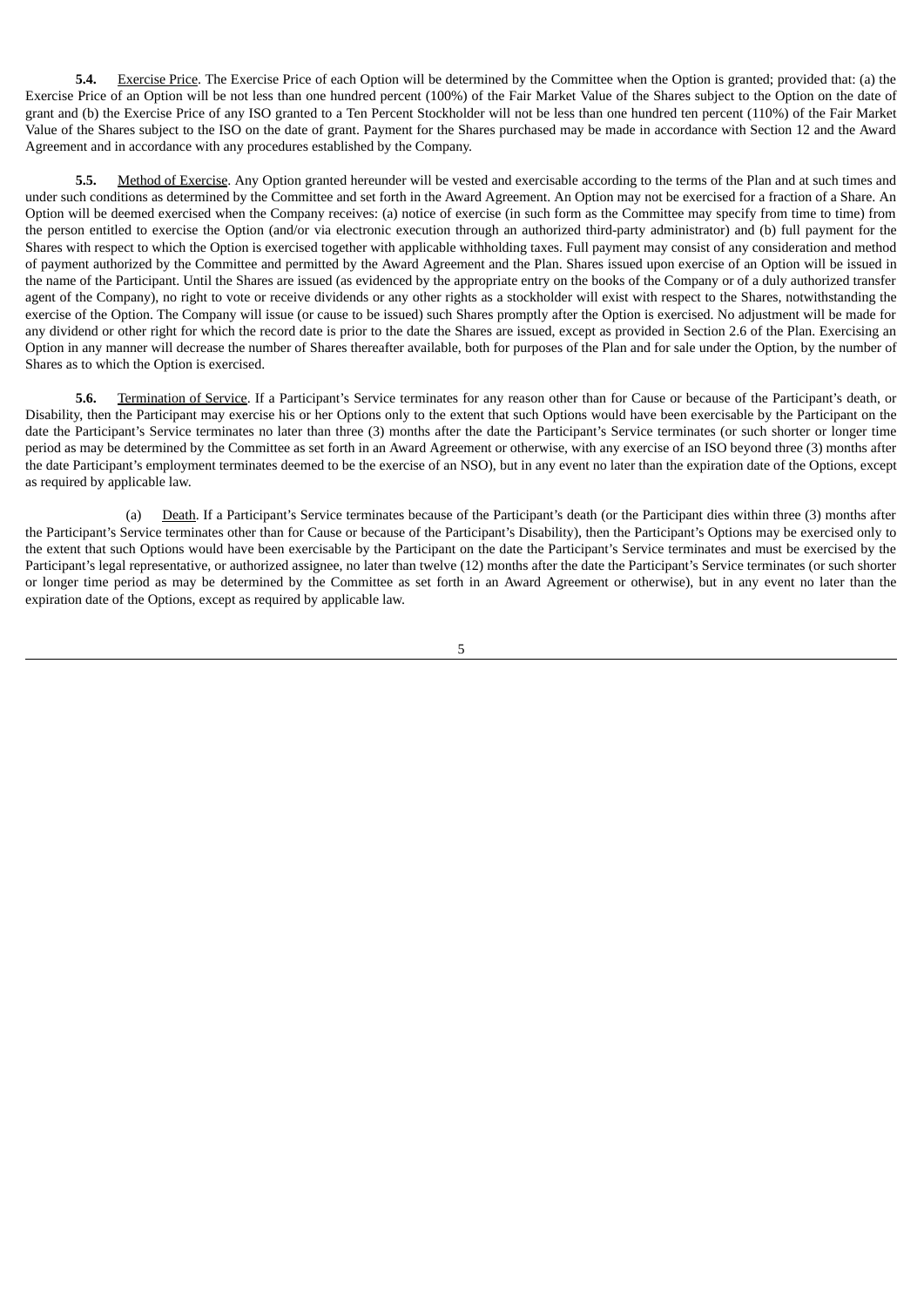**5.4.** Exercise Price. The Exercise Price of each Option will be determined by the Committee when the Option is granted; provided that: (a) the Exercise Price of an Option will be not less than one hundred percent (100%) of the Fair Market Value of the Shares subject to the Option on the date of grant and (b) the Exercise Price of any ISO granted to a Ten Percent Stockholder will not be less than one hundred ten percent (110%) of the Fair Market Value of the Shares subject to the ISO on the date of grant. Payment for the Shares purchased may be made in accordance with Section 12 and the Award Agreement and in accordance with any procedures established by the Company.

**5.5.** Method of Exercise. Any Option granted hereunder will be vested and exercisable according to the terms of the Plan and at such times and under such conditions as determined by the Committee and set forth in the Award Agreement. An Option may not be exercised for a fraction of a Share. An Option will be deemed exercised when the Company receives: (a) notice of exercise (in such form as the Committee may specify from time to time) from the person entitled to exercise the Option (and/or via electronic execution through an authorized third-party administrator) and (b) full payment for the Shares with respect to which the Option is exercised together with applicable withholding taxes. Full payment may consist of any consideration and method of payment authorized by the Committee and permitted by the Award Agreement and the Plan. Shares issued upon exercise of an Option will be issued in the name of the Participant. Until the Shares are issued (as evidenced by the appropriate entry on the books of the Company or of a duly authorized transfer agent of the Company), no right to vote or receive dividends or any other rights as a stockholder will exist with respect to the Shares, notwithstanding the exercise of the Option. The Company will issue (or cause to be issued) such Shares promptly after the Option is exercised. No adjustment will be made for any dividend or other right for which the record date is prior to the date the Shares are issued, except as provided in Section 2.6 of the Plan. Exercising an Option in any manner will decrease the number of Shares thereafter available, both for purposes of the Plan and for sale under the Option, by the number of Shares as to which the Option is exercised.

**5.6.** Termination of Service. If a Participant's Service terminates for any reason other than for Cause or because of the Participant's death, or Disability, then the Participant may exercise his or her Options only to the extent that such Options would have been exercisable by the Participant on the date the Participant's Service terminates no later than three (3) months after the date the Participant's Service terminates (or such shorter or longer time period as may be determined by the Committee as set forth in an Award Agreement or otherwise, with any exercise of an ISO beyond three (3) months after the date Participant's employment terminates deemed to be the exercise of an NSO), but in any event no later than the expiration date of the Options, except as required by applicable law.

(a) Death. If a Participant's Service terminates because of the Participant's death (or the Participant dies within three (3) months after the Participant's Service terminates other than for Cause or because of the Participant's Disability), then the Participant's Options may be exercised only to the extent that such Options would have been exercisable by the Participant on the date the Participant's Service terminates and must be exercised by the Participant's legal representative, or authorized assignee, no later than twelve (12) months after the date the Participant's Service terminates (or such shorter or longer time period as may be determined by the Committee as set forth in an Award Agreement or otherwise), but in any event no later than the expiration date of the Options, except as required by applicable law.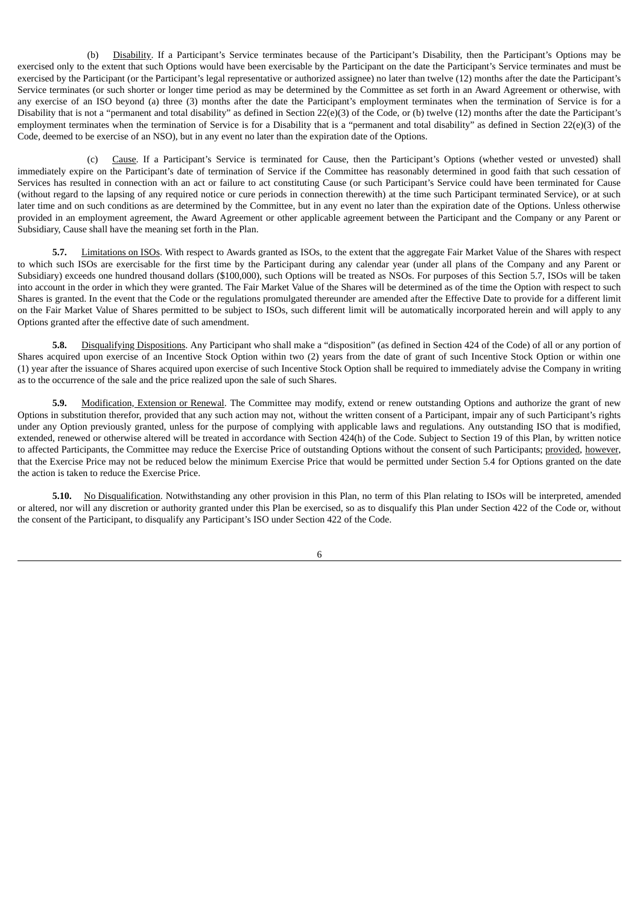(b) Disability. If a Participant's Service terminates because of the Participant's Disability, then the Participant's Options may be exercised only to the extent that such Options would have been exercisable by the Participant on the date the Participant's Service terminates and must be exercised by the Participant (or the Participant's legal representative or authorized assignee) no later than twelve (12) months after the date the Participant's Service terminates (or such shorter or longer time period as may be determined by the Committee as set forth in an Award Agreement or otherwise, with any exercise of an ISO beyond (a) three (3) months after the date the Participant's employment terminates when the termination of Service is for a Disability that is not a "permanent and total disability" as defined in Section 22(e)(3) of the Code, or (b) twelve (12) months after the date the Participant's employment terminates when the termination of Service is for a Disability that is a "permanent and total disability" as defined in Section 22(e)(3) of the Code, deemed to be exercise of an NSO), but in any event no later than the expiration date of the Options.

(c) Cause. If a Participant's Service is terminated for Cause, then the Participant's Options (whether vested or unvested) shall immediately expire on the Participant's date of termination of Service if the Committee has reasonably determined in good faith that such cessation of Services has resulted in connection with an act or failure to act constituting Cause (or such Participant's Service could have been terminated for Cause (without regard to the lapsing of any required notice or cure periods in connection therewith) at the time such Participant terminated Service), or at such later time and on such conditions as are determined by the Committee, but in any event no later than the expiration date of the Options. Unless otherwise provided in an employment agreement, the Award Agreement or other applicable agreement between the Participant and the Company or any Parent or Subsidiary, Cause shall have the meaning set forth in the Plan.

**5.7.** Limitations on ISOs. With respect to Awards granted as ISOs, to the extent that the aggregate Fair Market Value of the Shares with respect to which such ISOs are exercisable for the first time by the Participant during any calendar year (under all plans of the Company and any Parent or Subsidiary) exceeds one hundred thousand dollars ($100,000), such Options will be treated as NSOs. For purposes of this Section 5.7, ISOs will be taken into account in the order in which they were granted. The Fair Market Value of the Shares will be determined as of the time the Option with respect to such Shares is granted. In the event that the Code or the regulations promulgated thereunder are amended after the Effective Date to provide for a different limit on the Fair Market Value of Shares permitted to be subject to ISOs, such different limit will be automatically incorporated herein and will apply to any Options granted after the effective date of such amendment.

**5.8.** Disqualifying Dispositions. Any Participant who shall make a "disposition" (as defined in Section 424 of the Code) of all or any portion of Shares acquired upon exercise of an Incentive Stock Option within two (2) years from the date of grant of such Incentive Stock Option or within one (1) year after the issuance of Shares acquired upon exercise of such Incentive Stock Option shall be required to immediately advise the Company in writing as to the occurrence of the sale and the price realized upon the sale of such Shares.

**5.9.** Modification, Extension or Renewal. The Committee may modify, extend or renew outstanding Options and authorize the grant of new Options in substitution therefor, provided that any such action may not, without the written consent of a Participant, impair any of such Participant's rights under any Option previously granted, unless for the purpose of complying with applicable laws and regulations. Any outstanding ISO that is modified, extended, renewed or otherwise altered will be treated in accordance with Section 424(h) of the Code. Subject to Section 19 of this Plan, by written notice to affected Participants, the Committee may reduce the Exercise Price of outstanding Options without the consent of such Participants; provided, however, that the Exercise Price may not be reduced below the minimum Exercise Price that would be permitted under Section 5.4 for Options granted on the date the action is taken to reduce the Exercise Price.

**5.10.** No Disqualification. Notwithstanding any other provision in this Plan, no term of this Plan relating to ISOs will be interpreted, amended or altered, nor will any discretion or authority granted under this Plan be exercised, so as to disqualify this Plan under Section 422 of the Code or, without the consent of the Participant, to disqualify any Participant's ISO under Section 422 of the Code.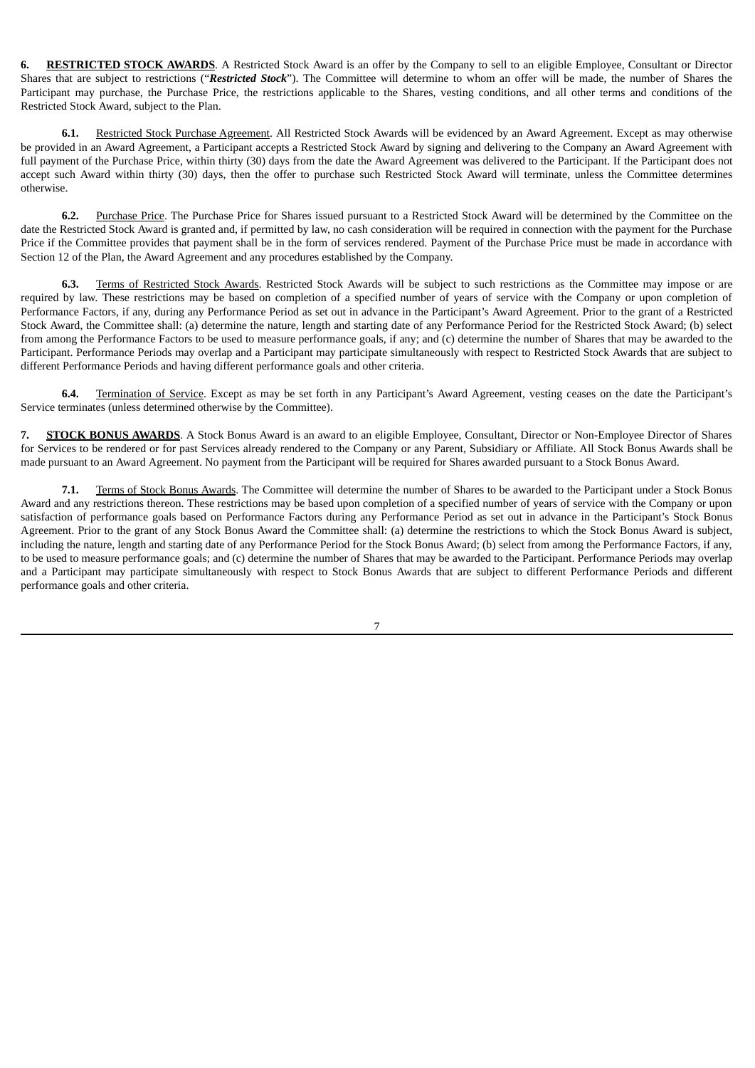**6. <u>RESTRICTED STOCK AWARDS</u>**. A Restricted Stock Award is an offer by the Company to sell to an eligible Employee, Consultant or Director Shares that are subject to restrictions ("***Restricted Stock***"). The Committee will determine to whom an offer will be made, the number of Shares the Participant may purchase, the Purchase Price, the restrictions applicable to the Shares, vesting conditions, and all other terms and conditions of the Restricted Stock Award, subject to the Plan.

**6.1.** <u>Restricted Stock Purchase Agreement</u>. All Restricted Stock Awards will be evidenced by an Award Agreement. Except as may otherwise be provided in an Award Agreement, a Participant accepts a Restricted Stock Award by signing and delivering to the Company an Award Agreement with full payment of the Purchase Price, within thirty (30) days from the date the Award Agreement was delivered to the Participant. If the Participant does not accept such Award within thirty (30) days, then the offer to purchase such Restricted Stock Award will terminate, unless the Committee determines otherwise.

**6.2.** <u>Purchase Price</u>. The Purchase Price for Shares issued pursuant to a Restricted Stock Award will be determined by the Committee on the date the Restricted Stock Award is granted and, if permitted by law, no cash consideration will be required in connection with the payment for the Purchase Price if the Committee provides that payment shall be in the form of services rendered. Payment of the Purchase Price must be made in accordance with Section 12 of the Plan, the Award Agreement and any procedures established by the Company.

**6.3.** <u>Terms of Restricted Stock Awards</u>. Restricted Stock Awards will be subject to such restrictions as the Committee may impose or are required by law. These restrictions may be based on completion of a specified number of years of service with the Company or upon completion of Performance Factors, if any, during any Performance Period as set out in advance in the Participant's Award Agreement. Prior to the grant of a Restricted Stock Award, the Committee shall: (a) determine the nature, length and starting date of any Performance Period for the Restricted Stock Award; (b) select from among the Performance Factors to be used to measure performance goals, if any; and (c) determine the number of Shares that may be awarded to the Participant. Performance Periods may overlap and a Participant may participate simultaneously with respect to Restricted Stock Awards that are subject to different Performance Periods and having different performance goals and other criteria.

**6.4.** <u>Termination of Service</u>. Except as may be set forth in any Participant's Award Agreement, vesting ceases on the date the Participant's Service terminates (unless determined otherwise by the Committee).

**7. <u>STOCK BONUS AWARDS</u>**. A Stock Bonus Award is an award to an eligible Employee, Consultant, Director or Non-Employee Director of Shares for Services to be rendered or for past Services already rendered to the Company or any Parent, Subsidiary or Affiliate. All Stock Bonus Awards shall be made pursuant to an Award Agreement. No payment from the Participant will be required for Shares awarded pursuant to a Stock Bonus Award.

**7.1.** <u>Terms of Stock Bonus Awards</u>. The Committee will determine the number of Shares to be awarded to the Participant under a Stock Bonus Award and any restrictions thereon. These restrictions may be based upon completion of a specified number of years of service with the Company or upon satisfaction of performance goals based on Performance Factors during any Performance Period as set out in advance in the Participant's Stock Bonus Agreement. Prior to the grant of any Stock Bonus Award the Committee shall: (a) determine the restrictions to which the Stock Bonus Award is subject, including the nature, length and starting date of any Performance Period for the Stock Bonus Award; (b) select from among the Performance Factors, if any, to be used to measure performance goals; and (c) determine the number of Shares that may be awarded to the Participant. Performance Periods may overlap and a Participant may participate simultaneously with respect to Stock Bonus Awards that are subject to different Performance Periods and different performance goals and other criteria.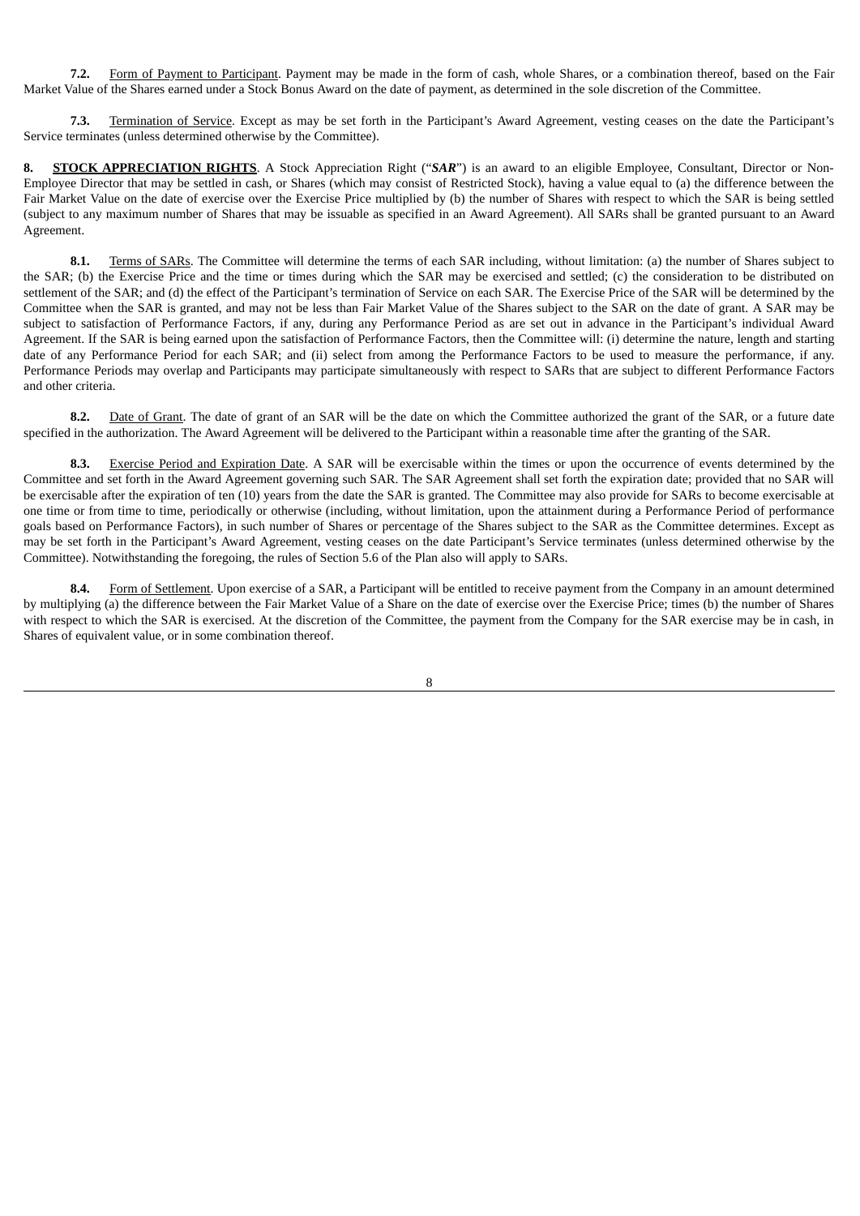**7.2.** Form of Payment to Participant. Payment may be made in the form of cash, whole Shares, or a combination thereof, based on the Fair Market Value of the Shares earned under a Stock Bonus Award on the date of payment, as determined in the sole discretion of the Committee.

**7.3.** Termination of Service. Except as may be set forth in the Participant's Award Agreement, vesting ceases on the date the Participant's Service terminates (unless determined otherwise by the Committee).

**8. STOCK APPRECIATION RIGHTS**. A Stock Appreciation Right ("***SAR***") is an award to an eligible Employee, Consultant, Director or Non-Employee Director that may be settled in cash, or Shares (which may consist of Restricted Stock), having a value equal to (a) the difference between the Fair Market Value on the date of exercise over the Exercise Price multiplied by (b) the number of Shares with respect to which the SAR is being settled (subject to any maximum number of Shares that may be issuable as specified in an Award Agreement). All SARs shall be granted pursuant to an Award Agreement.

**8.1.** Terms of SARs. The Committee will determine the terms of each SAR including, without limitation: (a) the number of Shares subject to the SAR; (b) the Exercise Price and the time or times during which the SAR may be exercised and settled; (c) the consideration to be distributed on settlement of the SAR; and (d) the effect of the Participant's termination of Service on each SAR. The Exercise Price of the SAR will be determined by the Committee when the SAR is granted, and may not be less than Fair Market Value of the Shares subject to the SAR on the date of grant. A SAR may be subject to satisfaction of Performance Factors, if any, during any Performance Period as are set out in advance in the Participant's individual Award Agreement. If the SAR is being earned upon the satisfaction of Performance Factors, then the Committee will: (i) determine the nature, length and starting date of any Performance Period for each SAR; and (ii) select from among the Performance Factors to be used to measure the performance, if any. Performance Periods may overlap and Participants may participate simultaneously with respect to SARs that are subject to different Performance Factors and other criteria.

**8.2.** Date of Grant. The date of grant of an SAR will be the date on which the Committee authorized the grant of the SAR, or a future date specified in the authorization. The Award Agreement will be delivered to the Participant within a reasonable time after the granting of the SAR.

**8.3.** Exercise Period and Expiration Date. A SAR will be exercisable within the times or upon the occurrence of events determined by the Committee and set forth in the Award Agreement governing such SAR. The SAR Agreement shall set forth the expiration date; provided that no SAR will be exercisable after the expiration of ten (10) years from the date the SAR is granted. The Committee may also provide for SARs to become exercisable at one time or from time to time, periodically or otherwise (including, without limitation, upon the attainment during a Performance Period of performance goals based on Performance Factors), in such number of Shares or percentage of the Shares subject to the SAR as the Committee determines. Except as may be set forth in the Participant's Award Agreement, vesting ceases on the date Participant's Service terminates (unless determined otherwise by the Committee). Notwithstanding the foregoing, the rules of Section 5.6 of the Plan also will apply to SARs.

**8.4.** Form of Settlement. Upon exercise of a SAR, a Participant will be entitled to receive payment from the Company in an amount determined by multiplying (a) the difference between the Fair Market Value of a Share on the date of exercise over the Exercise Price; times (b) the number of Shares with respect to which the SAR is exercised. At the discretion of the Committee, the payment from the Company for the SAR exercise may be in cash, in Shares of equivalent value, or in some combination thereof.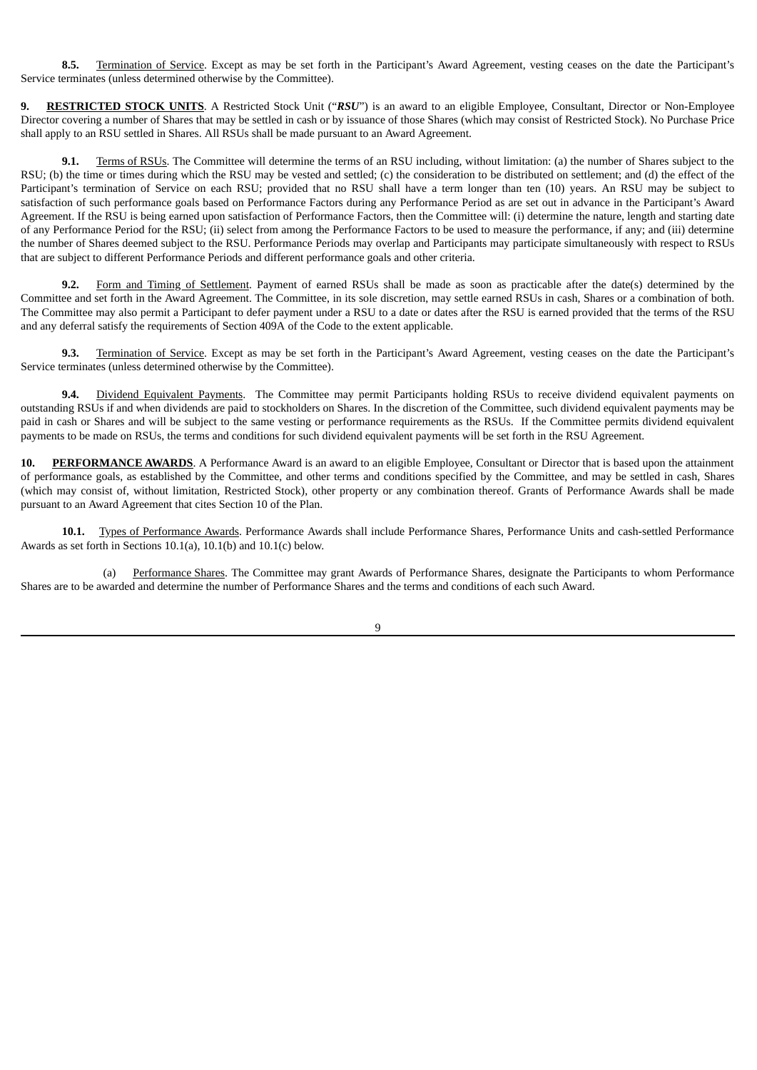**8.5.** Termination of Service. Except as may be set forth in the Participant's Award Agreement, vesting ceases on the date the Participant's Service terminates (unless determined otherwise by the Committee).

**9. RESTRICTED STOCK UNITS**. A Restricted Stock Unit ("***RSU***") is an award to an eligible Employee, Consultant, Director or Non-Employee Director covering a number of Shares that may be settled in cash or by issuance of those Shares (which may consist of Restricted Stock). No Purchase Price shall apply to an RSU settled in Shares. All RSUs shall be made pursuant to an Award Agreement.

**9.1.** Terms of RSUs. The Committee will determine the terms of an RSU including, without limitation: (a) the number of Shares subject to the RSU; (b) the time or times during which the RSU may be vested and settled; (c) the consideration to be distributed on settlement; and (d) the effect of the Participant's termination of Service on each RSU; provided that no RSU shall have a term longer than ten (10) years. An RSU may be subject to satisfaction of such performance goals based on Performance Factors during any Performance Period as are set out in advance in the Participant's Award Agreement. If the RSU is being earned upon satisfaction of Performance Factors, then the Committee will: (i) determine the nature, length and starting date of any Performance Period for the RSU; (ii) select from among the Performance Factors to be used to measure the performance, if any; and (iii) determine the number of Shares deemed subject to the RSU. Performance Periods may overlap and Participants may participate simultaneously with respect to RSUs that are subject to different Performance Periods and different performance goals and other criteria.

**9.2.** Form and Timing of Settlement. Payment of earned RSUs shall be made as soon as practicable after the date(s) determined by the Committee and set forth in the Award Agreement. The Committee, in its sole discretion, may settle earned RSUs in cash, Shares or a combination of both. The Committee may also permit a Participant to defer payment under a RSU to a date or dates after the RSU is earned provided that the terms of the RSU and any deferral satisfy the requirements of Section 409A of the Code to the extent applicable.

**9.3.** Termination of Service. Except as may be set forth in the Participant's Award Agreement, vesting ceases on the date the Participant's Service terminates (unless determined otherwise by the Committee).

**9.4.** Dividend Equivalent Payments. The Committee may permit Participants holding RSUs to receive dividend equivalent payments on outstanding RSUs if and when dividends are paid to stockholders on Shares. In the discretion of the Committee, such dividend equivalent payments may be paid in cash or Shares and will be subject to the same vesting or performance requirements as the RSUs. If the Committee permits dividend equivalent payments to be made on RSUs, the terms and conditions for such dividend equivalent payments will be set forth in the RSU Agreement.

**10. PERFORMANCE AWARDS**. A Performance Award is an award to an eligible Employee, Consultant or Director that is based upon the attainment of performance goals, as established by the Committee, and other terms and conditions specified by the Committee, and may be settled in cash, Shares (which may consist of, without limitation, Restricted Stock), other property or any combination thereof. Grants of Performance Awards shall be made pursuant to an Award Agreement that cites Section 10 of the Plan.

**10.1.** Types of Performance Awards. Performance Awards shall include Performance Shares, Performance Units and cash-settled Performance Awards as set forth in Sections 10.1(a), 10.1(b) and 10.1(c) below.

(a) Performance Shares. The Committee may grant Awards of Performance Shares, designate the Participants to whom Performance Shares are to be awarded and determine the number of Performance Shares and the terms and conditions of each such Award.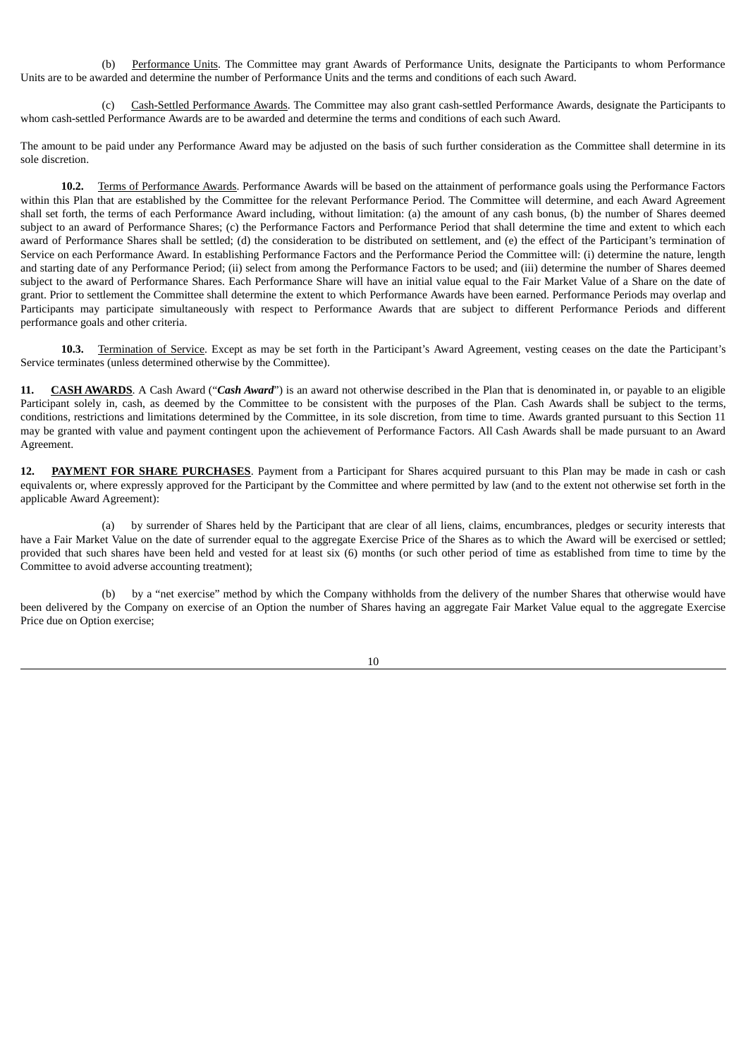(b) Performance Units. The Committee may grant Awards of Performance Units, designate the Participants to whom Performance Units are to be awarded and determine the number of Performance Units and the terms and conditions of each such Award.

(c) Cash-Settled Performance Awards. The Committee may also grant cash-settled Performance Awards, designate the Participants to whom cash-settled Performance Awards are to be awarded and determine the terms and conditions of each such Award.

The amount to be paid under any Performance Award may be adjusted on the basis of such further consideration as the Committee shall determine in its sole discretion.

**10.2.** Terms of Performance Awards. Performance Awards will be based on the attainment of performance goals using the Performance Factors within this Plan that are established by the Committee for the relevant Performance Period. The Committee will determine, and each Award Agreement shall set forth, the terms of each Performance Award including, without limitation: (a) the amount of any cash bonus, (b) the number of Shares deemed subject to an award of Performance Shares; (c) the Performance Factors and Performance Period that shall determine the time and extent to which each award of Performance Shares shall be settled; (d) the consideration to be distributed on settlement, and (e) the effect of the Participant's termination of Service on each Performance Award. In establishing Performance Factors and the Performance Period the Committee will: (i) determine the nature, length and starting date of any Performance Period; (ii) select from among the Performance Factors to be used; and (iii) determine the number of Shares deemed subject to the award of Performance Shares. Each Performance Share will have an initial value equal to the Fair Market Value of a Share on the date of grant. Prior to settlement the Committee shall determine the extent to which Performance Awards have been earned. Performance Periods may overlap and Participants may participate simultaneously with respect to Performance Awards that are subject to different Performance Periods and different performance goals and other criteria.

**10.3.** Termination of Service. Except as may be set forth in the Participant's Award Agreement, vesting ceases on the date the Participant's Service terminates (unless determined otherwise by the Committee).

**11. CASH AWARDS**. A Cash Award ("***Cash Award***") is an award not otherwise described in the Plan that is denominated in, or payable to an eligible Participant solely in, cash, as deemed by the Committee to be consistent with the purposes of the Plan. Cash Awards shall be subject to the terms, conditions, restrictions and limitations determined by the Committee, in its sole discretion, from time to time. Awards granted pursuant to this Section 11 may be granted with value and payment contingent upon the achievement of Performance Factors. All Cash Awards shall be made pursuant to an Award Agreement.

**12. PAYMENT FOR SHARE PURCHASES**. Payment from a Participant for Shares acquired pursuant to this Plan may be made in cash or cash equivalents or, where expressly approved for the Participant by the Committee and where permitted by law (and to the extent not otherwise set forth in the applicable Award Agreement):

(a) by surrender of Shares held by the Participant that are clear of all liens, claims, encumbrances, pledges or security interests that have a Fair Market Value on the date of surrender equal to the aggregate Exercise Price of the Shares as to which the Award will be exercised or settled; provided that such shares have been held and vested for at least six (6) months (or such other period of time as established from time to time by the Committee to avoid adverse accounting treatment);

(b) by a "net exercise" method by which the Company withholds from the delivery of the number Shares that otherwise would have been delivered by the Company on exercise of an Option the number of Shares having an aggregate Fair Market Value equal to the aggregate Exercise Price due on Option exercise;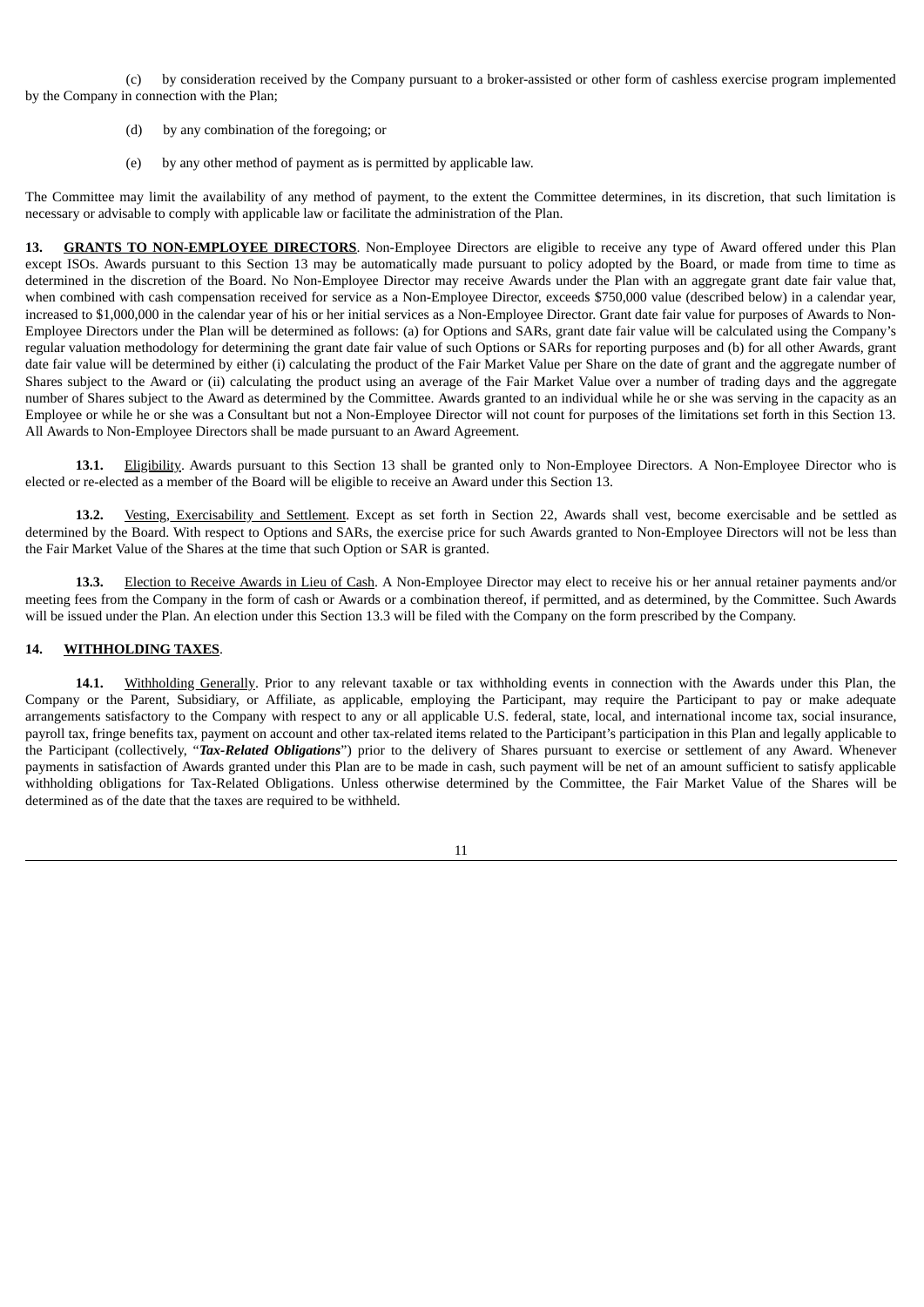(c) by consideration received by the Company pursuant to a broker-assisted or other form of cashless exercise program implemented by the Company in connection with the Plan;

(d) by any combination of the foregoing; or

(e) by any other method of payment as is permitted by applicable law.

The Committee may limit the availability of any method of payment, to the extent the Committee determines, in its discretion, that such limitation is necessary or advisable to comply with applicable law or facilitate the administration of the Plan.

**13. <u>GRANTS TO NON-EMPLOYEE DIRECTORS</u>**. Non-Employee Directors are eligible to receive any type of Award offered under this Plan except ISOs. Awards pursuant to this Section 13 may be automatically made pursuant to policy adopted by the Board, or made from time to time as determined in the discretion of the Board. No Non-Employee Director may receive Awards under the Plan with an aggregate grant date fair value that, when combined with cash compensation received for service as a Non-Employee Director, exceeds $750,000 value (described below) in a calendar year, increased to $1,000,000 in the calendar year of his or her initial services as a Non-Employee Director. Grant date fair value for purposes of Awards to Non-Employee Directors under the Plan will be determined as follows: (a) for Options and SARs, grant date fair value will be calculated using the Company's regular valuation methodology for determining the grant date fair value of such Options or SARs for reporting purposes and (b) for all other Awards, grant date fair value will be determined by either (i) calculating the product of the Fair Market Value per Share on the date of grant and the aggregate number of Shares subject to the Award or (ii) calculating the product using an average of the Fair Market Value over a number of trading days and the aggregate number of Shares subject to the Award as determined by the Committee. Awards granted to an individual while he or she was serving in the capacity as an Employee or while he or she was a Consultant but not a Non-Employee Director will not count for purposes of the limitations set forth in this Section 13. All Awards to Non-Employee Directors shall be made pursuant to an Award Agreement.

**13.1.** <u>Eligibility</u>. Awards pursuant to this Section 13 shall be granted only to Non-Employee Directors. A Non-Employee Director who is elected or re-elected as a member of the Board will be eligible to receive an Award under this Section 13.

**13.2.** <u>Vesting, Exercisability and Settlement</u>. Except as set forth in Section 22, Awards shall vest, become exercisable and be settled as determined by the Board. With respect to Options and SARs, the exercise price for such Awards granted to Non-Employee Directors will not be less than the Fair Market Value of the Shares at the time that such Option or SAR is granted.

**13.3.** <u>Election to Receive Awards in Lieu of Cash</u>. A Non-Employee Director may elect to receive his or her annual retainer payments and/or meeting fees from the Company in the form of cash or Awards or a combination thereof, if permitted, and as determined, by the Committee. Such Awards will be issued under the Plan. An election under this Section 13.3 will be filed with the Company on the form prescribed by the Company.

**14. <u>WITHHOLDING TAXES</u>**.

**14.1.** <u>Withholding Generally</u>. Prior to any relevant taxable or tax withholding events in connection with the Awards under this Plan, the Company or the Parent, Subsidiary, or Affiliate, as applicable, employing the Participant, may require the Participant to pay or make adequate arrangements satisfactory to the Company with respect to any or all applicable U.S. federal, state, local, and international income tax, social insurance, payroll tax, fringe benefits tax, payment on account and other tax-related items related to the Participant's participation in this Plan and legally applicable to the Participant (collectively, "***Tax-Related Obligations***") prior to the delivery of Shares pursuant to exercise or settlement of any Award. Whenever payments in satisfaction of Awards granted under this Plan are to be made in cash, such payment will be net of an amount sufficient to satisfy applicable withholding obligations for Tax-Related Obligations. Unless otherwise determined by the Committee, the Fair Market Value of the Shares will be determined as of the date that the taxes are required to be withheld.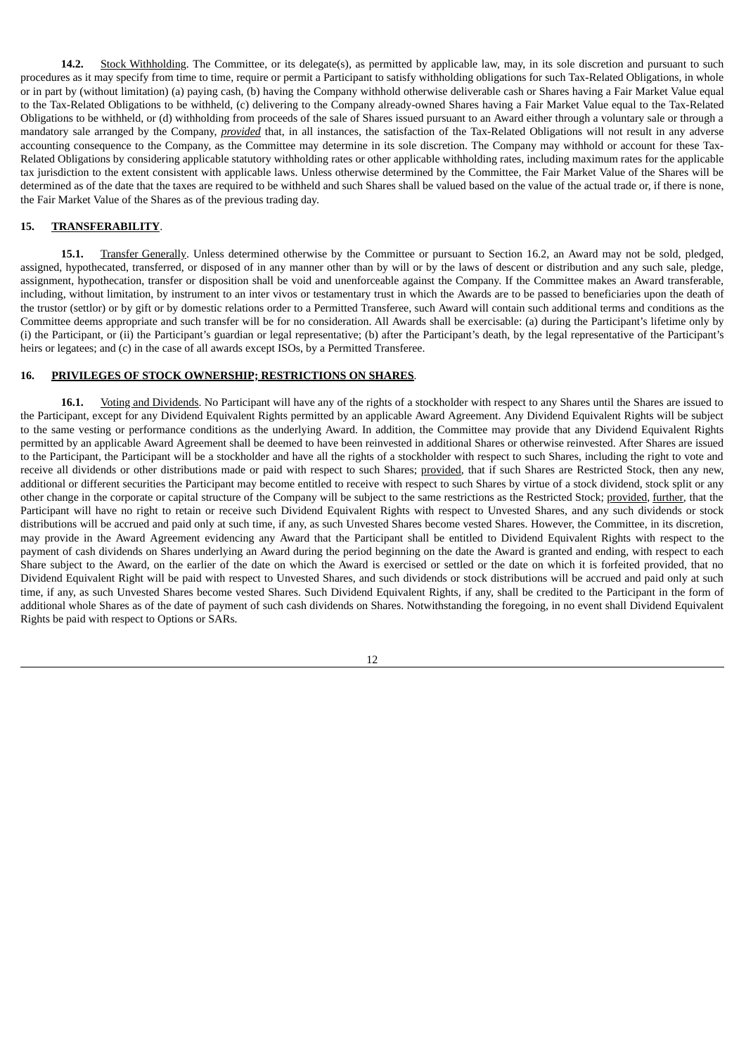**14.2.** Stock Withholding. The Committee, or its delegate(s), as permitted by applicable law, may, in its sole discretion and pursuant to such procedures as it may specify from time to time, require or permit a Participant to satisfy withholding obligations for such Tax-Related Obligations, in whole or in part by (without limitation) (a) paying cash, (b) having the Company withhold otherwise deliverable cash or Shares having a Fair Market Value equal to the Tax-Related Obligations to be withheld, (c) delivering to the Company already-owned Shares having a Fair Market Value equal to the Tax-Related Obligations to be withheld, or (d) withholding from proceeds of the sale of Shares issued pursuant to an Award either through a voluntary sale or through a mandatory sale arranged by the Company, ***provided*** that, in all instances, the satisfaction of the Tax-Related Obligations will not result in any adverse accounting consequence to the Company, as the Committee may determine in its sole discretion. The Company may withhold or account for these Tax-Related Obligations by considering applicable statutory withholding rates or other applicable withholding rates, including maximum rates for the applicable tax jurisdiction to the extent consistent with applicable laws. Unless otherwise determined by the Committee, the Fair Market Value of the Shares will be determined as of the date that the taxes are required to be withheld and such Shares shall be valued based on the value of the actual trade or, if there is none, the Fair Market Value of the Shares as of the previous trading day.

## 15. TRANSFERABILITY.

**15.1.** Transfer Generally. Unless determined otherwise by the Committee or pursuant to Section 16.2, an Award may not be sold, pledged, assigned, hypothecated, transferred, or disposed of in any manner other than by will or by the laws of descent or distribution and any such sale, pledge, assignment, hypothecation, transfer or disposition shall be void and unenforceable against the Company. If the Committee makes an Award transferable, including, without limitation, by instrument to an inter vivos or testamentary trust in which the Awards are to be passed to beneficiaries upon the death of the trustor (settlor) or by gift or by domestic relations order to a Permitted Transferee, such Award will contain such additional terms and conditions as the Committee deems appropriate and such transfer will be for no consideration. All Awards shall be exercisable: (a) during the Participant's lifetime only by (i) the Participant, or (ii) the Participant's guardian or legal representative; (b) after the Participant's death, by the legal representative of the Participant's heirs or legatees; and (c) in the case of all awards except ISOs, by a Permitted Transferee.

## 16. PRIVILEGES OF STOCK OWNERSHIP; RESTRICTIONS ON SHARES.

**16.1.** Voting and Dividends. No Participant will have any of the rights of a stockholder with respect to any Shares until the Shares are issued to the Participant, except for any Dividend Equivalent Rights permitted by an applicable Award Agreement. Any Dividend Equivalent Rights will be subject to the same vesting or performance conditions as the underlying Award. In addition, the Committee may provide that any Dividend Equivalent Rights permitted by an applicable Award Agreement shall be deemed to have been reinvested in additional Shares or otherwise reinvested. After Shares are issued to the Participant, the Participant will be a stockholder and have all the rights of a stockholder with respect to such Shares, including the right to vote and receive all dividends or other distributions made or paid with respect to such Shares; provided, that if such Shares are Restricted Stock, then any new, additional or different securities the Participant may become entitled to receive with respect to such Shares by virtue of a stock dividend, stock split or any other change in the corporate or capital structure of the Company will be subject to the same restrictions as the Restricted Stock; provided, further, that the Participant will have no right to retain or receive such Dividend Equivalent Rights with respect to Unvested Shares, and any such dividends or stock distributions will be accrued and paid only at such time, if any, as such Unvested Shares become vested Shares. However, the Committee, in its discretion, may provide in the Award Agreement evidencing any Award that the Participant shall be entitled to Dividend Equivalent Rights with respect to the payment of cash dividends on Shares underlying an Award during the period beginning on the date the Award is granted and ending, with respect to each Share subject to the Award, on the earlier of the date on which the Award is exercised or settled or the date on which it is forfeited provided, that no Dividend Equivalent Right will be paid with respect to Unvested Shares, and such dividends or stock distributions will be accrued and paid only at such time, if any, as such Unvested Shares become vested Shares. Such Dividend Equivalent Rights, if any, shall be credited to the Participant in the form of additional whole Shares as of the date of payment of such cash dividends on Shares. Notwithstanding the foregoing, in no event shall Dividend Equivalent Rights be paid with respect to Options or SARs.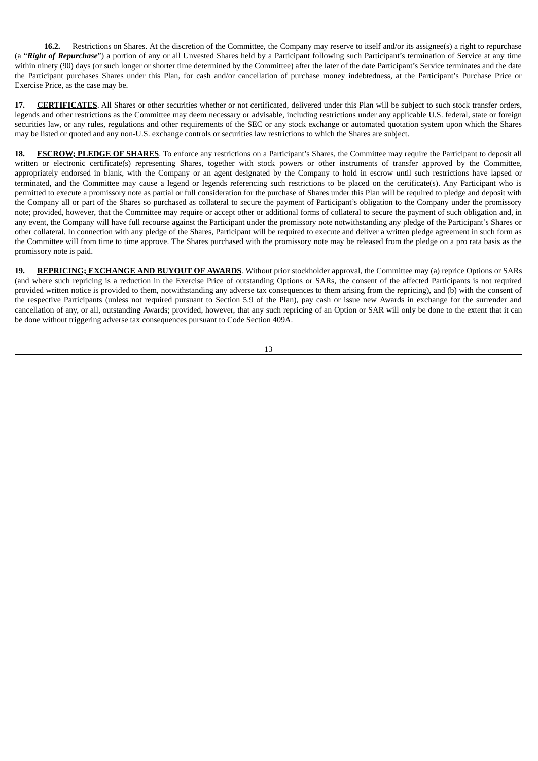**16.2.** Restrictions on Shares. At the discretion of the Committee, the Company may reserve to itself and/or its assignee(s) a right to repurchase (a "***Right of Repurchase***") a portion of any or all Unvested Shares held by a Participant following such Participant's termination of Service at any time within ninety (90) days (or such longer or shorter time determined by the Committee) after the later of the date Participant's Service terminates and the date the Participant purchases Shares under this Plan, for cash and/or cancellation of purchase money indebtedness, at the Participant's Purchase Price or Exercise Price, as the case may be.

**17. CERTIFICATES**. All Shares or other securities whether or not certificated, delivered under this Plan will be subject to such stock transfer orders, legends and other restrictions as the Committee may deem necessary or advisable, including restrictions under any applicable U.S. federal, state or foreign securities law, or any rules, regulations and other requirements of the SEC or any stock exchange or automated quotation system upon which the Shares may be listed or quoted and any non-U.S. exchange controls or securities law restrictions to which the Shares are subject.

**18. ESCROW; PLEDGE OF SHARES**. To enforce any restrictions on a Participant's Shares, the Committee may require the Participant to deposit all written or electronic certificate(s) representing Shares, together with stock powers or other instruments of transfer approved by the Committee, appropriately endorsed in blank, with the Company or an agent designated by the Company to hold in escrow until such restrictions have lapsed or terminated, and the Committee may cause a legend or legends referencing such restrictions to be placed on the certificate(s). Any Participant who is permitted to execute a promissory note as partial or full consideration for the purchase of Shares under this Plan will be required to pledge and deposit with the Company all or part of the Shares so purchased as collateral to secure the payment of Participant's obligation to the Company under the promissory note; provided, however, that the Committee may require or accept other or additional forms of collateral to secure the payment of such obligation and, in any event, the Company will have full recourse against the Participant under the promissory note notwithstanding any pledge of the Participant's Shares or other collateral. In connection with any pledge of the Shares, Participant will be required to execute and deliver a written pledge agreement in such form as the Committee will from time to time approve. The Shares purchased with the promissory note may be released from the pledge on a pro rata basis as the promissory note is paid.

**19. REPRICING; EXCHANGE AND BUYOUT OF AWARDS**. Without prior stockholder approval, the Committee may (a) reprice Options or SARs (and where such repricing is a reduction in the Exercise Price of outstanding Options or SARs, the consent of the affected Participants is not required provided written notice is provided to them, notwithstanding any adverse tax consequences to them arising from the repricing), and (b) with the consent of the respective Participants (unless not required pursuant to Section 5.9 of the Plan), pay cash or issue new Awards in exchange for the surrender and cancellation of any, or all, outstanding Awards; provided, however, that any such repricing of an Option or SAR will only be done to the extent that it can be done without triggering adverse tax consequences pursuant to Code Section 409A.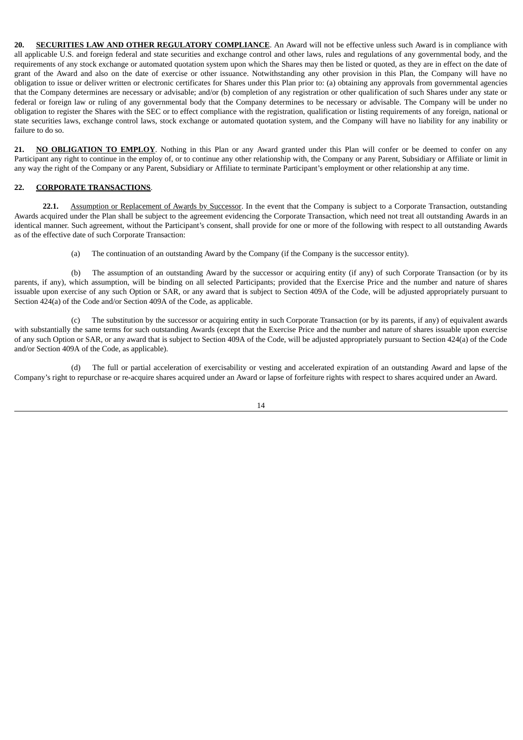**20. SECURITIES LAW AND OTHER REGULATORY COMPLIANCE**. An Award will not be effective unless such Award is in compliance with all applicable U.S. and foreign federal and state securities and exchange control and other laws, rules and regulations of any governmental body, and the requirements of any stock exchange or automated quotation system upon which the Shares may then be listed or quoted, as they are in effect on the date of grant of the Award and also on the date of exercise or other issuance. Notwithstanding any other provision in this Plan, the Company will have no obligation to issue or deliver written or electronic certificates for Shares under this Plan prior to: (a) obtaining any approvals from governmental agencies that the Company determines are necessary or advisable; and/or (b) completion of any registration or other qualification of such Shares under any state or federal or foreign law or ruling of any governmental body that the Company determines to be necessary or advisable. The Company will be under no obligation to register the Shares with the SEC or to effect compliance with the registration, qualification or listing requirements of any foreign, national or state securities laws, exchange control laws, stock exchange or automated quotation system, and the Company will have no liability for any inability or failure to do so.

**21. NO OBLIGATION TO EMPLOY**. Nothing in this Plan or any Award granted under this Plan will confer or be deemed to confer on any Participant any right to continue in the employ of, or to continue any other relationship with, the Company or any Parent, Subsidiary or Affiliate or limit in any way the right of the Company or any Parent, Subsidiary or Affiliate to terminate Participant's employment or other relationship at any time.

**22. CORPORATE TRANSACTIONS**.

**22.1.** Assumption or Replacement of Awards by Successor. In the event that the Company is subject to a Corporate Transaction, outstanding Awards acquired under the Plan shall be subject to the agreement evidencing the Corporate Transaction, which need not treat all outstanding Awards in an identical manner. Such agreement, without the Participant's consent, shall provide for one or more of the following with respect to all outstanding Awards as of the effective date of such Corporate Transaction:

(a) The continuation of an outstanding Award by the Company (if the Company is the successor entity).

(b) The assumption of an outstanding Award by the successor or acquiring entity (if any) of such Corporate Transaction (or by its parents, if any), which assumption, will be binding on all selected Participants; provided that the Exercise Price and the number and nature of shares issuable upon exercise of any such Option or SAR, or any award that is subject to Section 409A of the Code, will be adjusted appropriately pursuant to Section 424(a) of the Code and/or Section 409A of the Code, as applicable.

(c) The substitution by the successor or acquiring entity in such Corporate Transaction (or by its parents, if any) of equivalent awards with substantially the same terms for such outstanding Awards (except that the Exercise Price and the number and nature of shares issuable upon exercise of any such Option or SAR, or any award that is subject to Section 409A of the Code, will be adjusted appropriately pursuant to Section 424(a) of the Code and/or Section 409A of the Code, as applicable).

(d) The full or partial acceleration of exercisability or vesting and accelerated expiration of an outstanding Award and lapse of the Company's right to repurchase or re-acquire shares acquired under an Award or lapse of forfeiture rights with respect to shares acquired under an Award.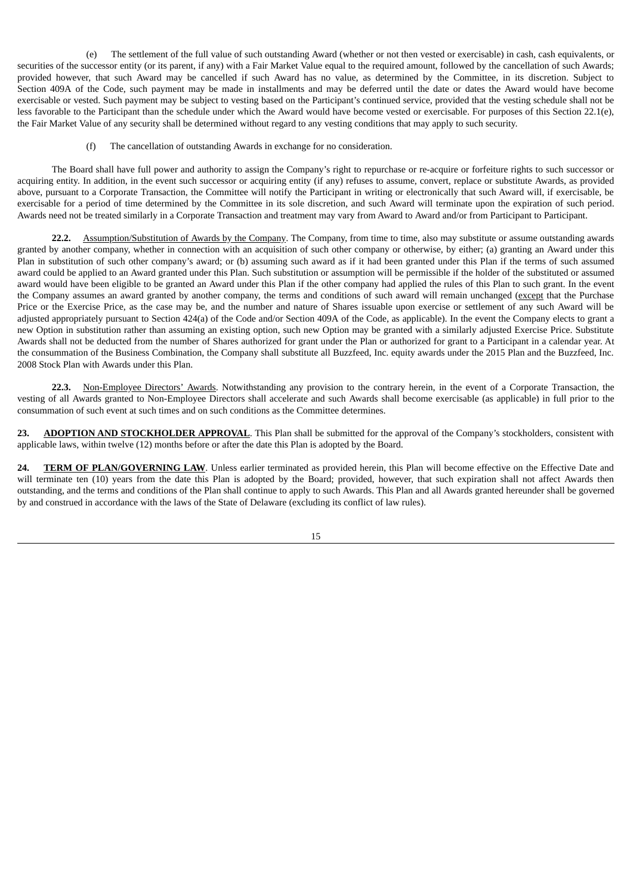(e) The settlement of the full value of such outstanding Award (whether or not then vested or exercisable) in cash, cash equivalents, or securities of the successor entity (or its parent, if any) with a Fair Market Value equal to the required amount, followed by the cancellation of such Awards; provided however, that such Award may be cancelled if such Award has no value, as determined by the Committee, in its discretion. Subject to Section 409A of the Code, such payment may be made in installments and may be deferred until the date or dates the Award would have become exercisable or vested. Such payment may be subject to vesting based on the Participant's continued service, provided that the vesting schedule shall not be less favorable to the Participant than the schedule under which the Award would have become vested or exercisable. For purposes of this Section 22.1(e), the Fair Market Value of any security shall be determined without regard to any vesting conditions that may apply to such security.

(f) The cancellation of outstanding Awards in exchange for no consideration.

The Board shall have full power and authority to assign the Company's right to repurchase or re-acquire or forfeiture rights to such successor or acquiring entity. In addition, in the event such successor or acquiring entity (if any) refuses to assume, convert, replace or substitute Awards, as provided above, pursuant to a Corporate Transaction, the Committee will notify the Participant in writing or electronically that such Award will, if exercisable, be exercisable for a period of time determined by the Committee in its sole discretion, and such Award will terminate upon the expiration of such period. Awards need not be treated similarly in a Corporate Transaction and treatment may vary from Award to Award and/or from Participant to Participant.

**22.2.** Assumption/Substitution of Awards by the Company. The Company, from time to time, also may substitute or assume outstanding awards granted by another company, whether in connection with an acquisition of such other company or otherwise, by either; (a) granting an Award under this Plan in substitution of such other company's award; or (b) assuming such award as if it had been granted under this Plan if the terms of such assumed award could be applied to an Award granted under this Plan. Such substitution or assumption will be permissible if the holder of the substituted or assumed award would have been eligible to be granted an Award under this Plan if the other company had applied the rules of this Plan to such grant. In the event the Company assumes an award granted by another company, the terms and conditions of such award will remain unchanged (except that the Purchase Price or the Exercise Price, as the case may be, and the number and nature of Shares issuable upon exercise or settlement of any such Award will be adjusted appropriately pursuant to Section 424(a) of the Code and/or Section 409A of the Code, as applicable). In the event the Company elects to grant a new Option in substitution rather than assuming an existing option, such new Option may be granted with a similarly adjusted Exercise Price. Substitute Awards shall not be deducted from the number of Shares authorized for grant under the Plan or authorized for grant to a Participant in a calendar year. At the consummation of the Business Combination, the Company shall substitute all Buzzfeed, Inc. equity awards under the 2015 Plan and the Buzzfeed, Inc. 2008 Stock Plan with Awards under this Plan.

**22.3.** Non-Employee Directors' Awards. Notwithstanding any provision to the contrary herein, in the event of a Corporate Transaction, the vesting of all Awards granted to Non-Employee Directors shall accelerate and such Awards shall become exercisable (as applicable) in full prior to the consummation of such event at such times and on such conditions as the Committee determines.

**23. ADOPTION AND STOCKHOLDER APPROVAL**. This Plan shall be submitted for the approval of the Company's stockholders, consistent with applicable laws, within twelve (12) months before or after the date this Plan is adopted by the Board.

**24. TERM OF PLAN/GOVERNING LAW**. Unless earlier terminated as provided herein, this Plan will become effective on the Effective Date and will terminate ten (10) years from the date this Plan is adopted by the Board; provided, however, that such expiration shall not affect Awards then outstanding, and the terms and conditions of the Plan shall continue to apply to such Awards. This Plan and all Awards granted hereunder shall be governed by and construed in accordance with the laws of the State of Delaware (excluding its conflict of law rules).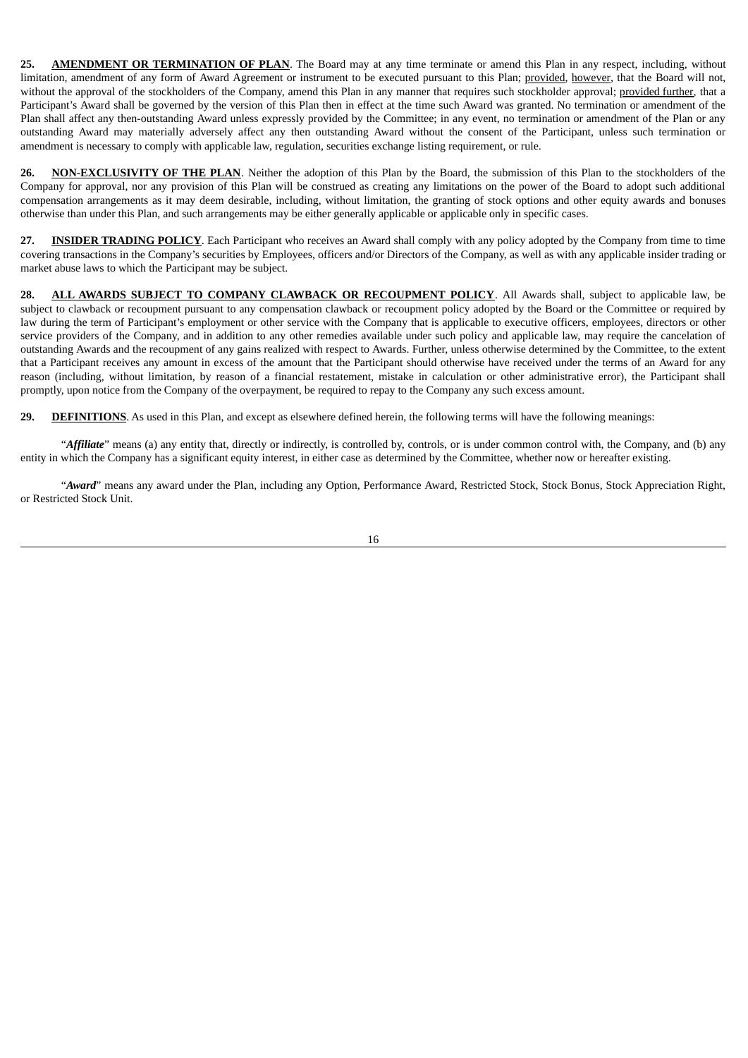**25. AMENDMENT OR TERMINATION OF PLAN**. The Board may at any time terminate or amend this Plan in any respect, including, without limitation, amendment of any form of Award Agreement or instrument to be executed pursuant to this Plan; provided, however, that the Board will not, without the approval of the stockholders of the Company, amend this Plan in any manner that requires such stockholder approval; provided further, that a Participant's Award shall be governed by the version of this Plan then in effect at the time such Award was granted. No termination or amendment of the Plan shall affect any then-outstanding Award unless expressly provided by the Committee; in any event, no termination or amendment of the Plan or any outstanding Award may materially adversely affect any then outstanding Award without the consent of the Participant, unless such termination or amendment is necessary to comply with applicable law, regulation, securities exchange listing requirement, or rule.

**26. NON-EXCLUSIVITY OF THE PLAN**. Neither the adoption of this Plan by the Board, the submission of this Plan to the stockholders of the Company for approval, nor any provision of this Plan will be construed as creating any limitations on the power of the Board to adopt such additional compensation arrangements as it may deem desirable, including, without limitation, the granting of stock options and other equity awards and bonuses otherwise than under this Plan, and such arrangements may be either generally applicable or applicable only in specific cases.

**27. INSIDER TRADING POLICY**. Each Participant who receives an Award shall comply with any policy adopted by the Company from time to time covering transactions in the Company's securities by Employees, officers and/or Directors of the Company, as well as with any applicable insider trading or market abuse laws to which the Participant may be subject.

**28. ALL AWARDS SUBJECT TO COMPANY CLAWBACK OR RECOUPMENT POLICY**. All Awards shall, subject to applicable law, be subject to clawback or recoupment pursuant to any compensation clawback or recoupment policy adopted by the Board or the Committee or required by law during the term of Participant's employment or other service with the Company that is applicable to executive officers, employees, directors or other service providers of the Company, and in addition to any other remedies available under such policy and applicable law, may require the cancelation of outstanding Awards and the recoupment of any gains realized with respect to Awards. Further, unless otherwise determined by the Committee, to the extent that a Participant receives any amount in excess of the amount that the Participant should otherwise have received under the terms of an Award for any reason (including, without limitation, by reason of a financial restatement, mistake in calculation or other administrative error), the Participant shall promptly, upon notice from the Company of the overpayment, be required to repay to the Company any such excess amount.

**29. DEFINITIONS**. As used in this Plan, and except as elsewhere defined herein, the following terms will have the following meanings:

"***Affiliate***" means (a) any entity that, directly or indirectly, is controlled by, controls, or is under common control with, the Company, and (b) any entity in which the Company has a significant equity interest, in either case as determined by the Committee, whether now or hereafter existing.

"***Award***" means any award under the Plan, including any Option, Performance Award, Restricted Stock, Stock Bonus, Stock Appreciation Right, or Restricted Stock Unit.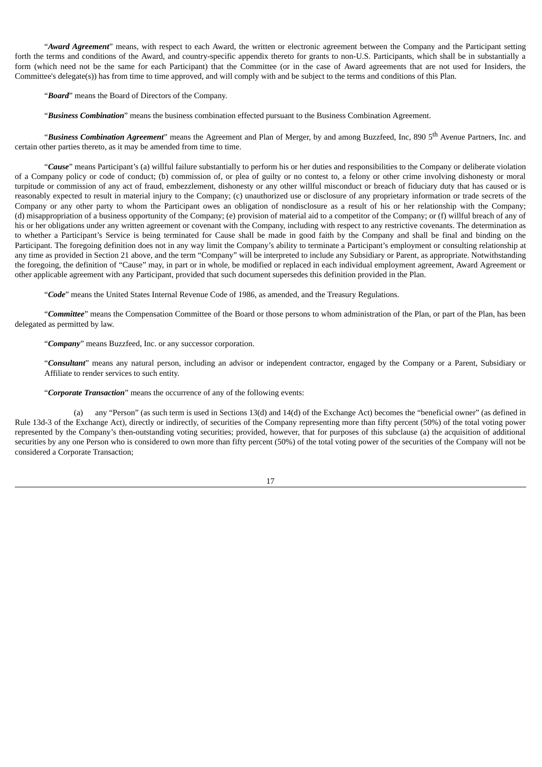"***Award Agreement***" means, with respect to each Award, the written or electronic agreement between the Company and the Participant setting forth the terms and conditions of the Award, and country-specific appendix thereto for grants to non-U.S. Participants, which shall be in substantially a form (which need not be the same for each Participant) that the Committee (or in the case of Award agreements that are not used for Insiders, the Committee's delegate(s)) has from time to time approved, and will comply with and be subject to the terms and conditions of this Plan.

"***Board***" means the Board of Directors of the Company.

"***Business Combination***" means the business combination effected pursuant to the Business Combination Agreement.

"***Business Combination Agreement***" means the Agreement and Plan of Merger, by and among Buzzfeed, Inc, 890 5th Avenue Partners, Inc. and certain other parties thereto, as it may be amended from time to time.

"***Cause***" means Participant's (a) willful failure substantially to perform his or her duties and responsibilities to the Company or deliberate violation of a Company policy or code of conduct; (b) commission of, or plea of guilty or no contest to, a felony or other crime involving dishonesty or moral turpitude or commission of any act of fraud, embezzlement, dishonesty or any other willful misconduct or breach of fiduciary duty that has caused or is reasonably expected to result in material injury to the Company; (c) unauthorized use or disclosure of any proprietary information or trade secrets of the Company or any other party to whom the Participant owes an obligation of nondisclosure as a result of his or her relationship with the Company; (d) misappropriation of a business opportunity of the Company; (e) provision of material aid to a competitor of the Company; or (f) willful breach of any of his or her obligations under any written agreement or covenant with the Company, including with respect to any restrictive covenants. The determination as to whether a Participant's Service is being terminated for Cause shall be made in good faith by the Company and shall be final and binding on the Participant. The foregoing definition does not in any way limit the Company's ability to terminate a Participant's employment or consulting relationship at any time as provided in Section 21 above, and the term "Company" will be interpreted to include any Subsidiary or Parent, as appropriate. Notwithstanding the foregoing, the definition of "Cause" may, in part or in whole, be modified or replaced in each individual employment agreement, Award Agreement or other applicable agreement with any Participant, provided that such document supersedes this definition provided in the Plan.

"***Code***" means the United States Internal Revenue Code of 1986, as amended, and the Treasury Regulations.

"***Committee***" means the Compensation Committee of the Board or those persons to whom administration of the Plan, or part of the Plan, has been delegated as permitted by law.

"***Company***" means Buzzfeed, Inc. or any successor corporation.

"***Consultant***" means any natural person, including an advisor or independent contractor, engaged by the Company or a Parent, Subsidiary or Affiliate to render services to such entity.

"***Corporate Transaction***" means the occurrence of any of the following events:

(a) any "Person" (as such term is used in Sections 13(d) and 14(d) of the Exchange Act) becomes the "beneficial owner" (as defined in Rule 13d-3 of the Exchange Act), directly or indirectly, of securities of the Company representing more than fifty percent (50%) of the total voting power represented by the Company's then-outstanding voting securities; provided, however, that for purposes of this subclause (a) the acquisition of additional securities by any one Person who is considered to own more than fifty percent (50%) of the total voting power of the securities of the Company will not be considered a Corporate Transaction;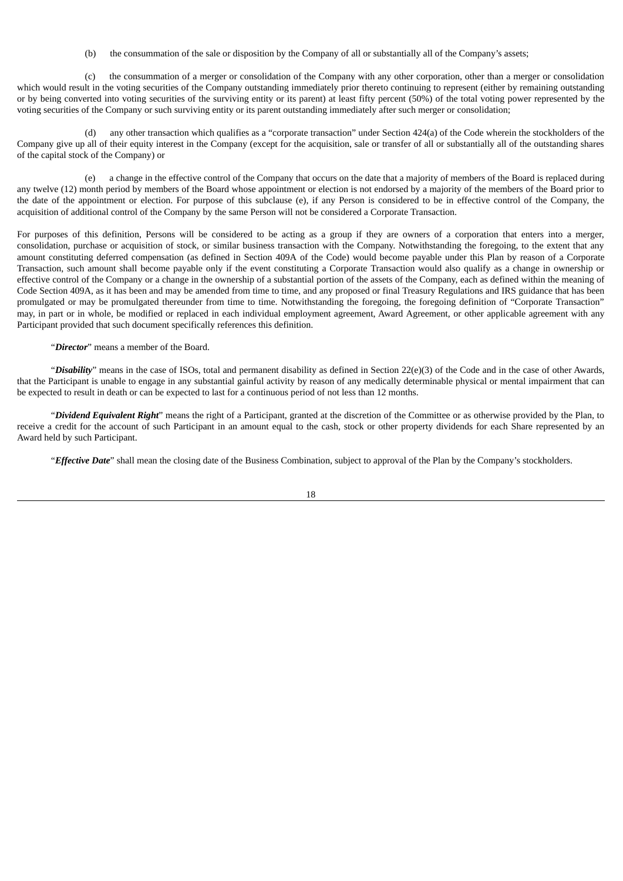(b) the consummation of the sale or disposition by the Company of all or substantially all of the Company's assets;

(c) the consummation of a merger or consolidation of the Company with any other corporation, other than a merger or consolidation which would result in the voting securities of the Company outstanding immediately prior thereto continuing to represent (either by remaining outstanding or by being converted into voting securities of the surviving entity or its parent) at least fifty percent (50%) of the total voting power represented by the voting securities of the Company or such surviving entity or its parent outstanding immediately after such merger or consolidation;

(d) any other transaction which qualifies as a "corporate transaction" under Section 424(a) of the Code wherein the stockholders of the Company give up all of their equity interest in the Company (except for the acquisition, sale or transfer of all or substantially all of the outstanding shares of the capital stock of the Company) or

(e) a change in the effective control of the Company that occurs on the date that a majority of members of the Board is replaced during any twelve (12) month period by members of the Board whose appointment or election is not endorsed by a majority of the members of the Board prior to the date of the appointment or election. For purpose of this subclause (e), if any Person is considered to be in effective control of the Company, the acquisition of additional control of the Company by the same Person will not be considered a Corporate Transaction.

For purposes of this definition, Persons will be considered to be acting as a group if they are owners of a corporation that enters into a merger, consolidation, purchase or acquisition of stock, or similar business transaction with the Company. Notwithstanding the foregoing, to the extent that any amount constituting deferred compensation (as defined in Section 409A of the Code) would become payable under this Plan by reason of a Corporate Transaction, such amount shall become payable only if the event constituting a Corporate Transaction would also qualify as a change in ownership or effective control of the Company or a change in the ownership of a substantial portion of the assets of the Company, each as defined within the meaning of Code Section 409A, as it has been and may be amended from time to time, and any proposed or final Treasury Regulations and IRS guidance that has been promulgated or may be promulgated thereunder from time to time. Notwithstanding the foregoing, the foregoing definition of "Corporate Transaction" may, in part or in whole, be modified or replaced in each individual employment agreement, Award Agreement, or other applicable agreement with any Participant provided that such document specifically references this definition.

"***Director***" means a member of the Board.

"***Disability***" means in the case of ISOs, total and permanent disability as defined in Section 22(e)(3) of the Code and in the case of other Awards, that the Participant is unable to engage in any substantial gainful activity by reason of any medically determinable physical or mental impairment that can be expected to result in death or can be expected to last for a continuous period of not less than 12 months.

"***Dividend Equivalent Right***" means the right of a Participant, granted at the discretion of the Committee or as otherwise provided by the Plan, to receive a credit for the account of such Participant in an amount equal to the cash, stock or other property dividends for each Share represented by an Award held by such Participant.

"***Effective Date***" shall mean the closing date of the Business Combination, subject to approval of the Plan by the Company's stockholders.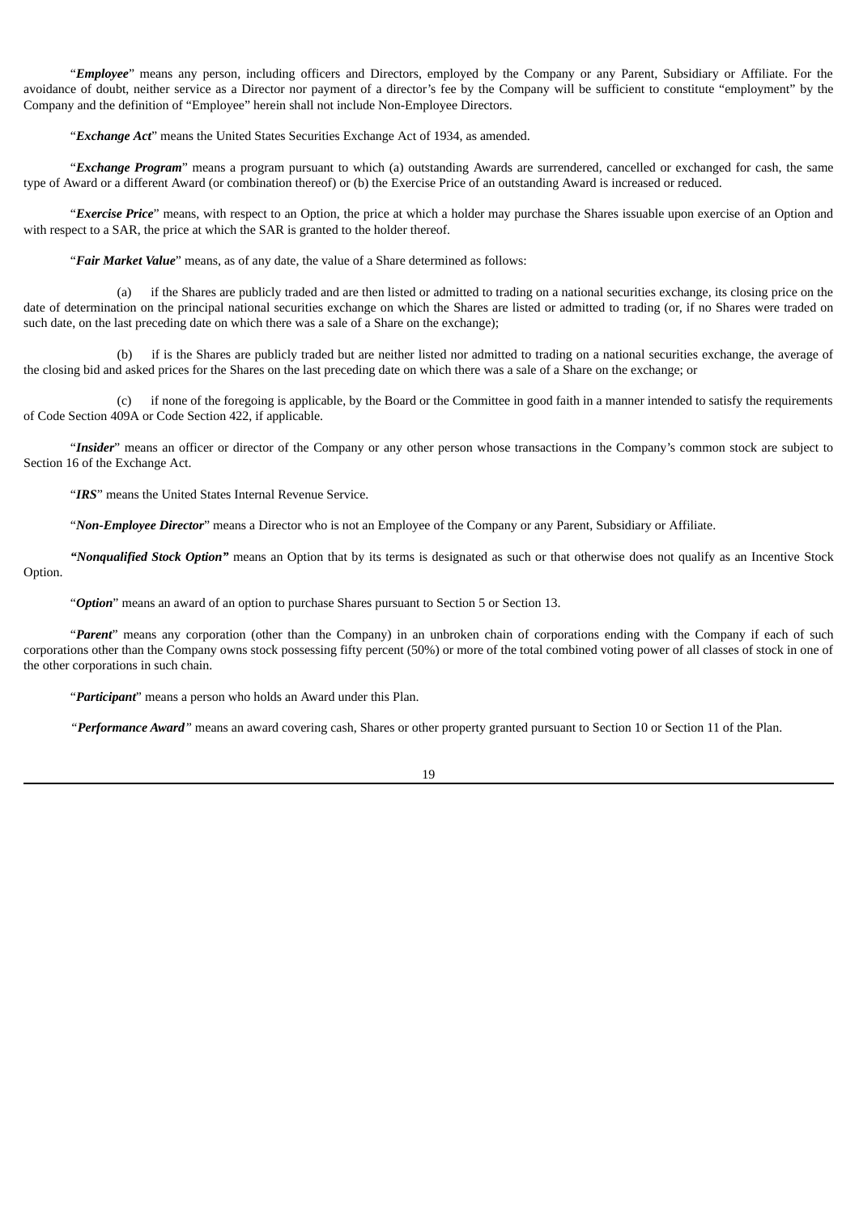"***Employee***" means any person, including officers and Directors, employed by the Company or any Parent, Subsidiary or Affiliate. For the avoidance of doubt, neither service as a Director nor payment of a director's fee by the Company will be sufficient to constitute "employment" by the Company and the definition of "Employee" herein shall not include Non-Employee Directors.

"***Exchange Act***" means the United States Securities Exchange Act of 1934, as amended.

"***Exchange Program***" means a program pursuant to which (a) outstanding Awards are surrendered, cancelled or exchanged for cash, the same type of Award or a different Award (or combination thereof) or (b) the Exercise Price of an outstanding Award is increased or reduced.

"***Exercise Price***" means, with respect to an Option, the price at which a holder may purchase the Shares issuable upon exercise of an Option and with respect to a SAR, the price at which the SAR is granted to the holder thereof.

"***Fair Market Value***" means, as of any date, the value of a Share determined as follows:

(a) if the Shares are publicly traded and are then listed or admitted to trading on a national securities exchange, its closing price on the date of determination on the principal national securities exchange on which the Shares are listed or admitted to trading (or, if no Shares were traded on such date, on the last preceding date on which there was a sale of a Share on the exchange);

(b) if is the Shares are publicly traded but are neither listed nor admitted to trading on a national securities exchange, the average of the closing bid and asked prices for the Shares on the last preceding date on which there was a sale of a Share on the exchange; or

(c) if none of the foregoing is applicable, by the Board or the Committee in good faith in a manner intended to satisfy the requirements of Code Section 409A or Code Section 422, if applicable.

"***Insider***" means an officer or director of the Company or any other person whose transactions in the Company's common stock are subject to Section 16 of the Exchange Act.

"***IRS***" means the United States Internal Revenue Service.

"***Non-Employee Director***" means a Director who is not an Employee of the Company or any Parent, Subsidiary or Affiliate.

***"Nonqualified Stock Option"*** means an Option that by its terms is designated as such or that otherwise does not qualify as an Incentive Stock Option.

"***Option***" means an award of an option to purchase Shares pursuant to Section 5 or Section 13.

"***Parent***" means any corporation (other than the Company) in an unbroken chain of corporations ending with the Company if each of such corporations other than the Company owns stock possessing fifty percent (50%) or more of the total combined voting power of all classes of stock in one of the other corporations in such chain.

"***Participant***" means a person who holds an Award under this Plan.

*"**Performance Award**"* means an award covering cash, Shares or other property granted pursuant to Section 10 or Section 11 of the Plan.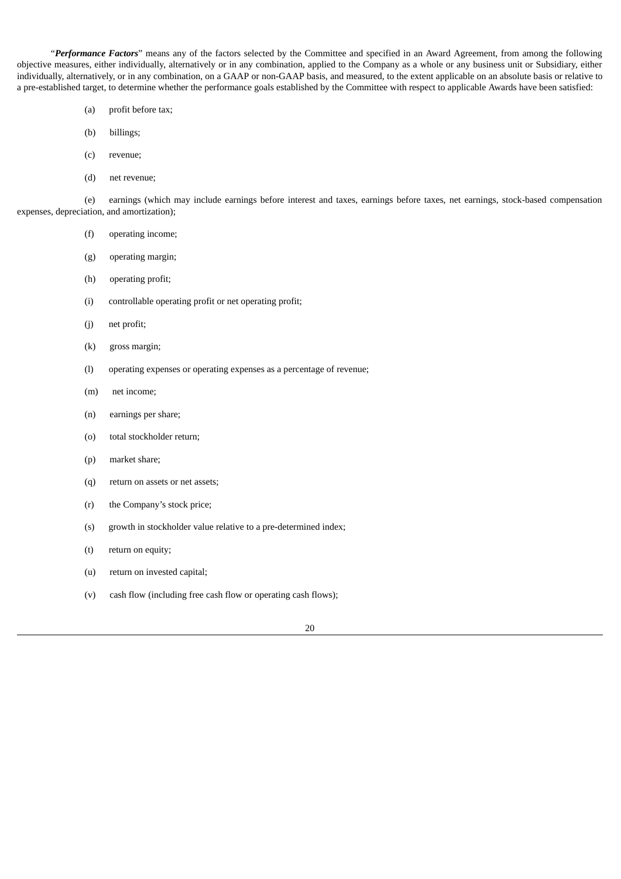"***Performance Factors***" means any of the factors selected by the Committee and specified in an Award Agreement, from among the following objective measures, either individually, alternatively or in any combination, applied to the Company as a whole or any business unit or Subsidiary, either individually, alternatively, or in any combination, on a GAAP or non-GAAP basis, and measured, to the extent applicable on an absolute basis or relative to a pre-established target, to determine whether the performance goals established by the Committee with respect to applicable Awards have been satisfied:

(a) profit before tax;

(b) billings;

(c) revenue;

(d) net revenue;

(e) earnings (which may include earnings before interest and taxes, earnings before taxes, net earnings, stock-based compensation expenses, depreciation, and amortization);

(f) operating income;

(g) operating margin;

(h) operating profit;

(i) controllable operating profit or net operating profit;

(j) net profit;

(k) gross margin;

(l) operating expenses or operating expenses as a percentage of revenue;

(m) net income;

(n) earnings per share;

(o) total stockholder return;

(p) market share;

(q) return on assets or net assets;

(r) the Company's stock price;

(s) growth in stockholder value relative to a pre-determined index;

(t) return on equity;

(u) return on invested capital;

(v) cash flow (including free cash flow or operating cash flows);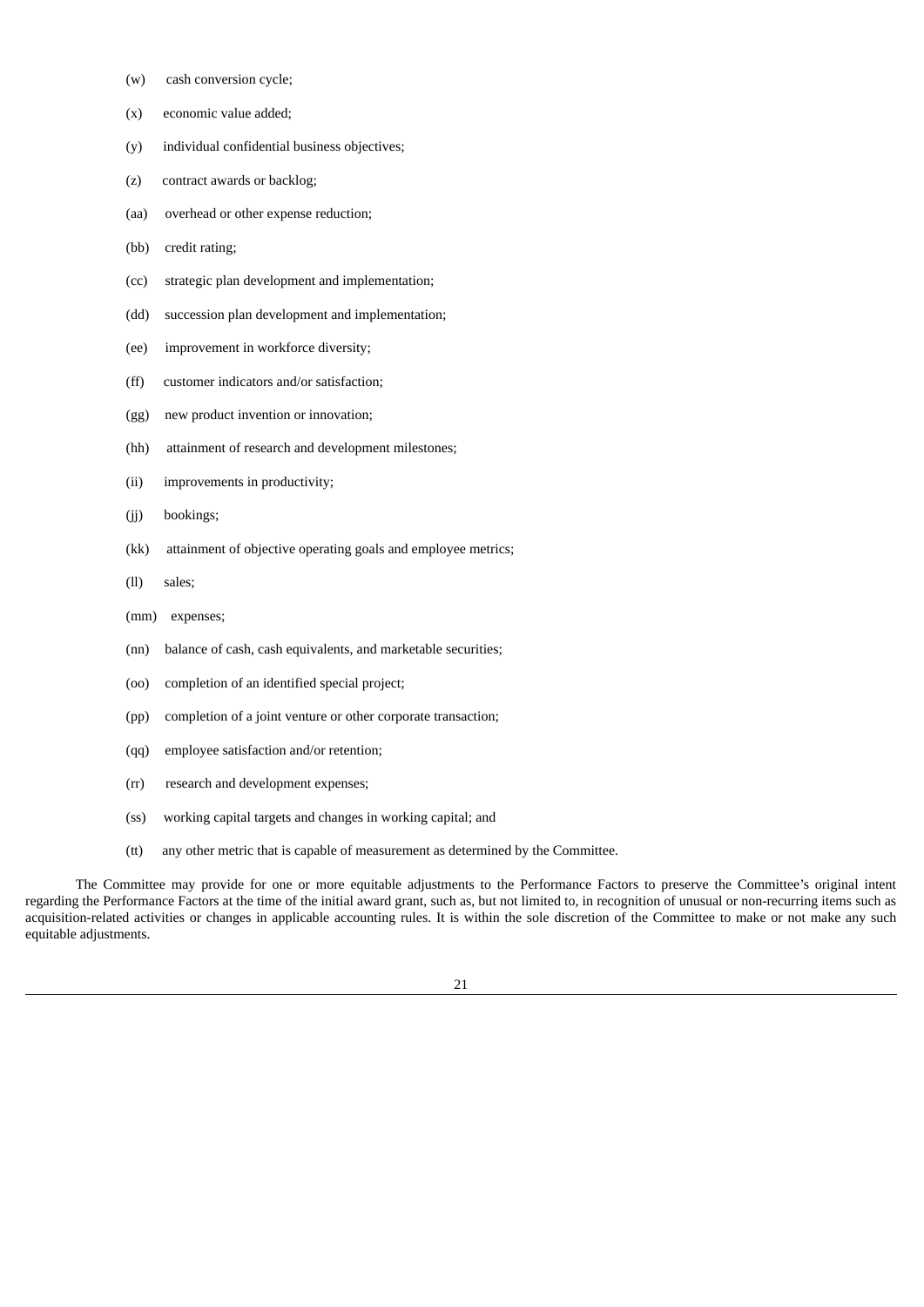(w) cash conversion cycle;

(x) economic value added;

(y) individual confidential business objectives;

(z) contract awards or backlog;

(aa) overhead or other expense reduction;

(bb) credit rating;

(cc) strategic plan development and implementation;

(dd) succession plan development and implementation;

(ee) improvement in workforce diversity;

(ff) customer indicators and/or satisfaction;

(gg) new product invention or innovation;

(hh) attainment of research and development milestones;

(ii) improvements in productivity;

(jj) bookings;

(kk) attainment of objective operating goals and employee metrics;

(ll) sales;

(mm) expenses;

(nn) balance of cash, cash equivalents, and marketable securities;

(oo) completion of an identified special project;

(pp) completion of a joint venture or other corporate transaction;

(qq) employee satisfaction and/or retention;

(rr) research and development expenses;

(ss) working capital targets and changes in working capital; and

(tt) any other metric that is capable of measurement as determined by the Committee.

The Committee may provide for one or more equitable adjustments to the Performance Factors to preserve the Committee's original intent regarding the Performance Factors at the time of the initial award grant, such as, but not limited to, in recognition of unusual or non-recurring items such as acquisition-related activities or changes in applicable accounting rules. It is within the sole discretion of the Committee to make or not make any such equitable adjustments.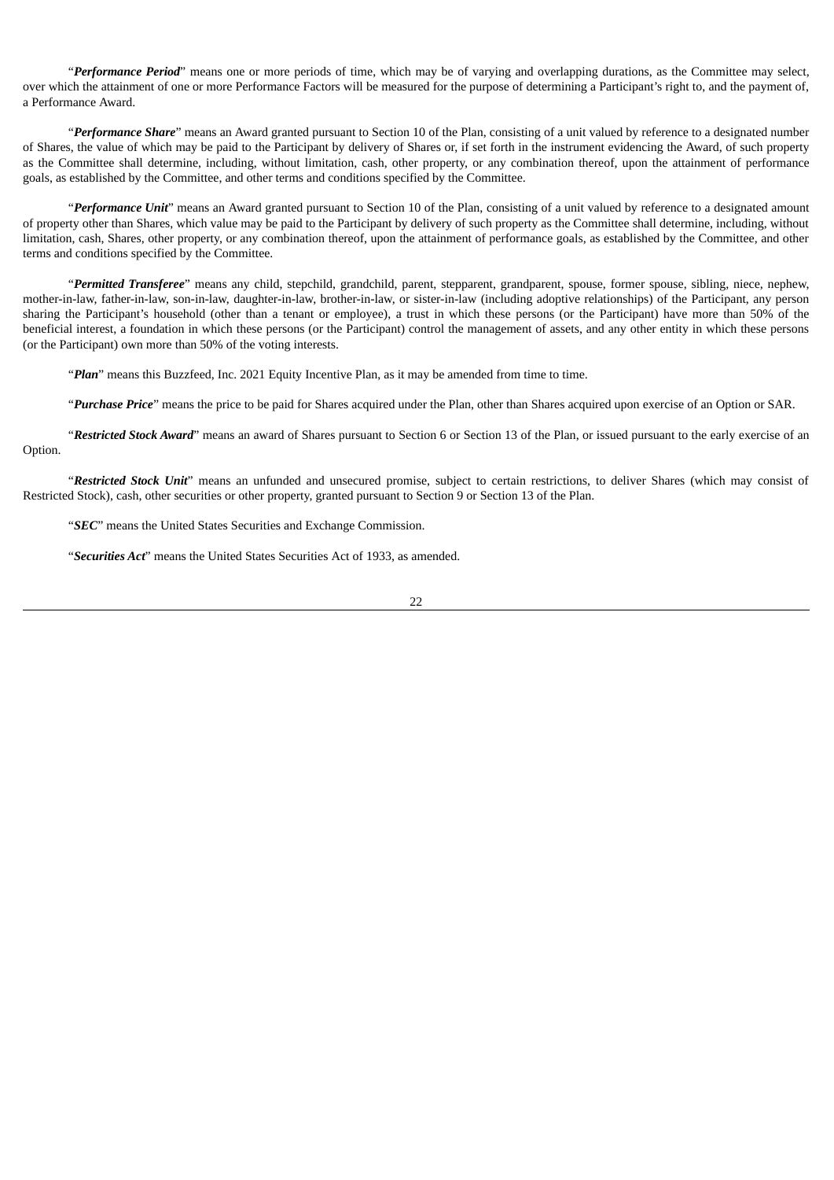"***Performance Period***" means one or more periods of time, which may be of varying and overlapping durations, as the Committee may select, over which the attainment of one or more Performance Factors will be measured for the purpose of determining a Participant's right to, and the payment of, a Performance Award.

"***Performance Share***" means an Award granted pursuant to Section 10 of the Plan, consisting of a unit valued by reference to a designated number of Shares, the value of which may be paid to the Participant by delivery of Shares or, if set forth in the instrument evidencing the Award, of such property as the Committee shall determine, including, without limitation, cash, other property, or any combination thereof, upon the attainment of performance goals, as established by the Committee, and other terms and conditions specified by the Committee.

"***Performance Unit***" means an Award granted pursuant to Section 10 of the Plan, consisting of a unit valued by reference to a designated amount of property other than Shares, which value may be paid to the Participant by delivery of such property as the Committee shall determine, including, without limitation, cash, Shares, other property, or any combination thereof, upon the attainment of performance goals, as established by the Committee, and other terms and conditions specified by the Committee.

"***Permitted Transferee***" means any child, stepchild, grandchild, parent, stepparent, grandparent, spouse, former spouse, sibling, niece, nephew, mother-in-law, father-in-law, son-in-law, daughter-in-law, brother-in-law, or sister-in-law (including adoptive relationships) of the Participant, any person sharing the Participant's household (other than a tenant or employee), a trust in which these persons (or the Participant) have more than 50% of the beneficial interest, a foundation in which these persons (or the Participant) control the management of assets, and any other entity in which these persons (or the Participant) own more than 50% of the voting interests.

"***Plan***" means this Buzzfeed, Inc. 2021 Equity Incentive Plan, as it may be amended from time to time.

"***Purchase Price***" means the price to be paid for Shares acquired under the Plan, other than Shares acquired upon exercise of an Option or SAR.

"***Restricted Stock Award***" means an award of Shares pursuant to Section 6 or Section 13 of the Plan, or issued pursuant to the early exercise of an Option.

"***Restricted Stock Unit***" means an unfunded and unsecured promise, subject to certain restrictions, to deliver Shares (which may consist of Restricted Stock), cash, other securities or other property, granted pursuant to Section 9 or Section 13 of the Plan.

"***SEC***" means the United States Securities and Exchange Commission.

"***Securities Act***" means the United States Securities Act of 1933, as amended.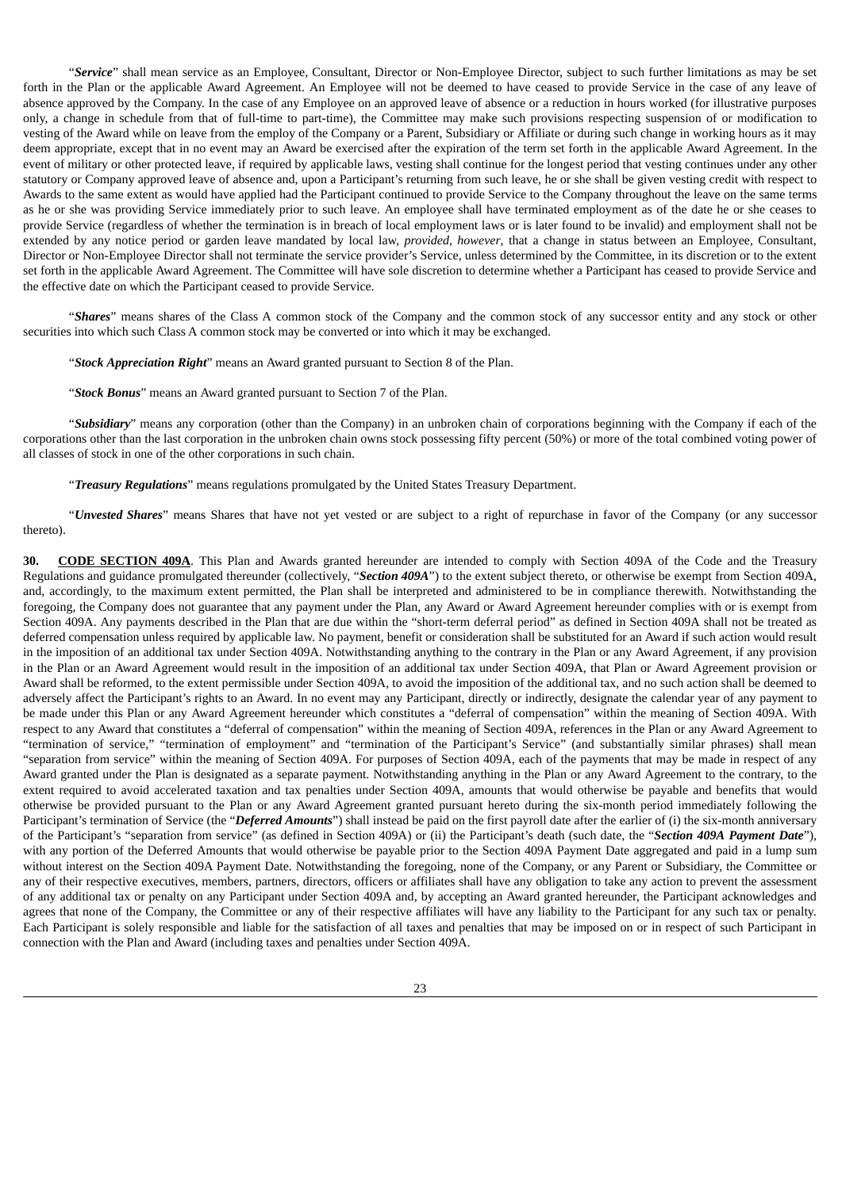"***Service***" shall mean service as an Employee, Consultant, Director or Non-Employee Director, subject to such further limitations as may be set forth in the Plan or the applicable Award Agreement. An Employee will not be deemed to have ceased to provide Service in the case of any leave of absence approved by the Company. In the case of any Employee on an approved leave of absence or a reduction in hours worked (for illustrative purposes only, a change in schedule from that of full-time to part-time), the Committee may make such provisions respecting suspension of or modification to vesting of the Award while on leave from the employ of the Company or a Parent, Subsidiary or Affiliate or during such change in working hours as it may deem appropriate, except that in no event may an Award be exercised after the expiration of the term set forth in the applicable Award Agreement. In the event of military or other protected leave, if required by applicable laws, vesting shall continue for the longest period that vesting continues under any other statutory or Company approved leave of absence and, upon a Participant's returning from such leave, he or she shall be given vesting credit with respect to Awards to the same extent as would have applied had the Participant continued to provide Service to the Company throughout the leave on the same terms as he or she was providing Service immediately prior to such leave. An employee shall have terminated employment as of the date he or she ceases to provide Service (regardless of whether the termination is in breach of local employment laws or is later found to be invalid) and employment shall not be extended by any notice period or garden leave mandated by local law, *provided, however*, that a change in status between an Employee, Consultant, Director or Non-Employee Director shall not terminate the service provider's Service, unless determined by the Committee, in its discretion or to the extent set forth in the applicable Award Agreement. The Committee will have sole discretion to determine whether a Participant has ceased to provide Service and the effective date on which the Participant ceased to provide Service.

"***Shares***" means shares of the Class A common stock of the Company and the common stock of any successor entity and any stock or other securities into which such Class A common stock may be converted or into which it may be exchanged.

"***Stock Appreciation Right***" means an Award granted pursuant to Section 8 of the Plan.

"***Stock Bonus***" means an Award granted pursuant to Section 7 of the Plan.

"***Subsidiary***" means any corporation (other than the Company) in an unbroken chain of corporations beginning with the Company if each of the corporations other than the last corporation in the unbroken chain owns stock possessing fifty percent (50%) or more of the total combined voting power of all classes of stock in one of the other corporations in such chain.

"***Treasury Regulations***" means regulations promulgated by the United States Treasury Department.

"***Unvested Shares***" means Shares that have not yet vested or are subject to a right of repurchase in favor of the Company (or any successor thereto).

**30. <u>CODE SECTION 409A</u>**. This Plan and Awards granted hereunder are intended to comply with Section 409A of the Code and the Treasury Regulations and guidance promulgated thereunder (collectively, "***Section 409A***") to the extent subject thereto, or otherwise be exempt from Section 409A, and, accordingly, to the maximum extent permitted, the Plan shall be interpreted and administered to be in compliance therewith. Notwithstanding the foregoing, the Company does not guarantee that any payment under the Plan, any Award or Award Agreement hereunder complies with or is exempt from Section 409A. Any payments described in the Plan that are due within the "short-term deferral period" as defined in Section 409A shall not be treated as deferred compensation unless required by applicable law. No payment, benefit or consideration shall be substituted for an Award if such action would result in the imposition of an additional tax under Section 409A. Notwithstanding anything to the contrary in the Plan or any Award Agreement, if any provision in the Plan or an Award Agreement would result in the imposition of an additional tax under Section 409A, that Plan or Award Agreement provision or Award shall be reformed, to the extent permissible under Section 409A, to avoid the imposition of the additional tax, and no such action shall be deemed to adversely affect the Participant's rights to an Award. In no event may any Participant, directly or indirectly, designate the calendar year of any payment to be made under this Plan or any Award Agreement hereunder which constitutes a "deferral of compensation" within the meaning of Section 409A. With respect to any Award that constitutes a "deferral of compensation" within the meaning of Section 409A, references in the Plan or any Award Agreement to "termination of service," "termination of employment" and "termination of the Participant's Service" (and substantially similar phrases) shall mean "separation from service" within the meaning of Section 409A. For purposes of Section 409A, each of the payments that may be made in respect of any Award granted under the Plan is designated as a separate payment. Notwithstanding anything in the Plan or any Award Agreement to the contrary, to the extent required to avoid accelerated taxation and tax penalties under Section 409A, amounts that would otherwise be payable and benefits that would otherwise be provided pursuant to the Plan or any Award Agreement granted pursuant hereto during the six-month period immediately following the Participant's termination of Service (the "***Deferred Amounts***") shall instead be paid on the first payroll date after the earlier of (i) the six-month anniversary of the Participant's "separation from service" (as defined in Section 409A) or (ii) the Participant's death (such date, the "***Section 409A Payment Date***"), with any portion of the Deferred Amounts that would otherwise be payable prior to the Section 409A Payment Date aggregated and paid in a lump sum without interest on the Section 409A Payment Date. Notwithstanding the foregoing, none of the Company, or any Parent or Subsidiary, the Committee or any of their respective executives, members, partners, directors, officers or affiliates shall have any obligation to take any action to prevent the assessment of any additional tax or penalty on any Participant under Section 409A and, by accepting an Award granted hereunder, the Participant acknowledges and agrees that none of the Company, the Committee or any of their respective affiliates will have any liability to the Participant for any such tax or penalty. Each Participant is solely responsible and liable for the satisfaction of all taxes and penalties that may be imposed on or in respect of such Participant in connection with the Plan and Award (including taxes and penalties under Section 409A.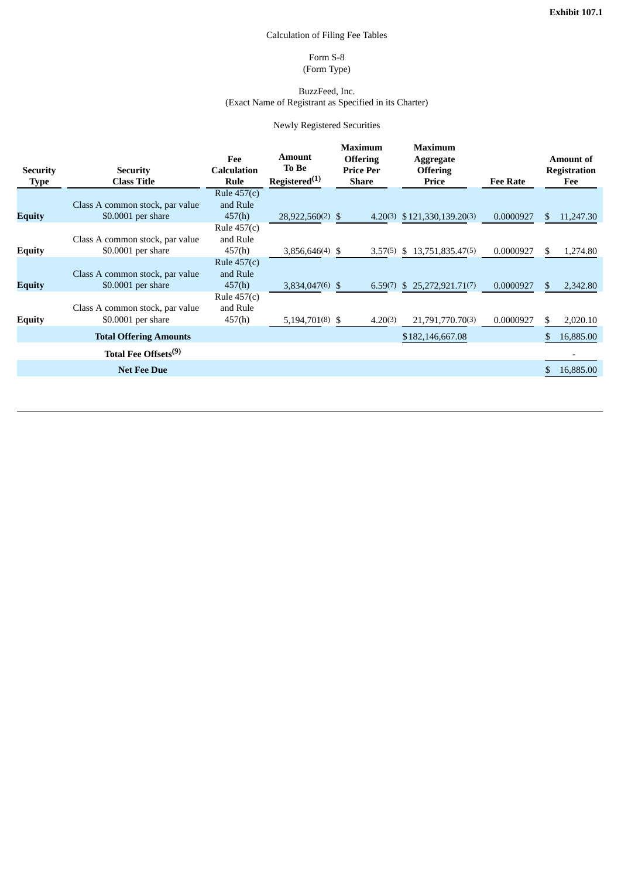**Exhibit 107.1**

Calculation of Filing Fee Tables

Form S-8
(Form Type)

BuzzFeed, Inc.
(Exact Name of Registrant as Specified in its Charter)

Newly Registered Securities

| Security Type | Security Class Title | Fee Calculation Rule | Amount To Be Registered[(1)] | Maximum Offering Price Per Share | Maximum Aggregate Offering Price | Fee Rate | Amount of Registration Fee |
|---|---|---|---|---|---|---|---|
| **Equity** | Class A common stock, par value $0.0001 per share | Rule 457(c) and Rule 457(h) | 28,922,560(2) | $ 4.20(3) | $121,330,139.20(3) | 0.0000927 | $ 11,247.30 |
| **Equity** | Class A common stock, par value $0.0001 per share | Rule 457(c) and Rule 457(h) | 3,856,646(4) | $ 3.57(5) | $ 13,751,835.47(5) | 0.0000927 | $ 1,274.80 |
| **Equity** | Class A common stock, par value $0.0001 per share | Rule 457(c) and Rule 457(h) | 3,834,047(6) | $ 6.59(7) | $ 25,272,921.71(7) | 0.0000927 | $ 2,342.80 |
| **Equity** | Class A common stock, par value $0.0001 per share | Rule 457(c) and Rule 457(h) | 5,194,701(8) | $ 4.20(3) | 21,791,770.70(3) | 0.0000927 | $ 2,020.10 |
| | **Total Offering Amounts** | | | | $182,146,667.08 | | $ 16,885.00 |
| | **Total Fee Offsets[(9)]** | | | | | | - |
| | **Net Fee Due** | | | | | | $ 16,885.00 |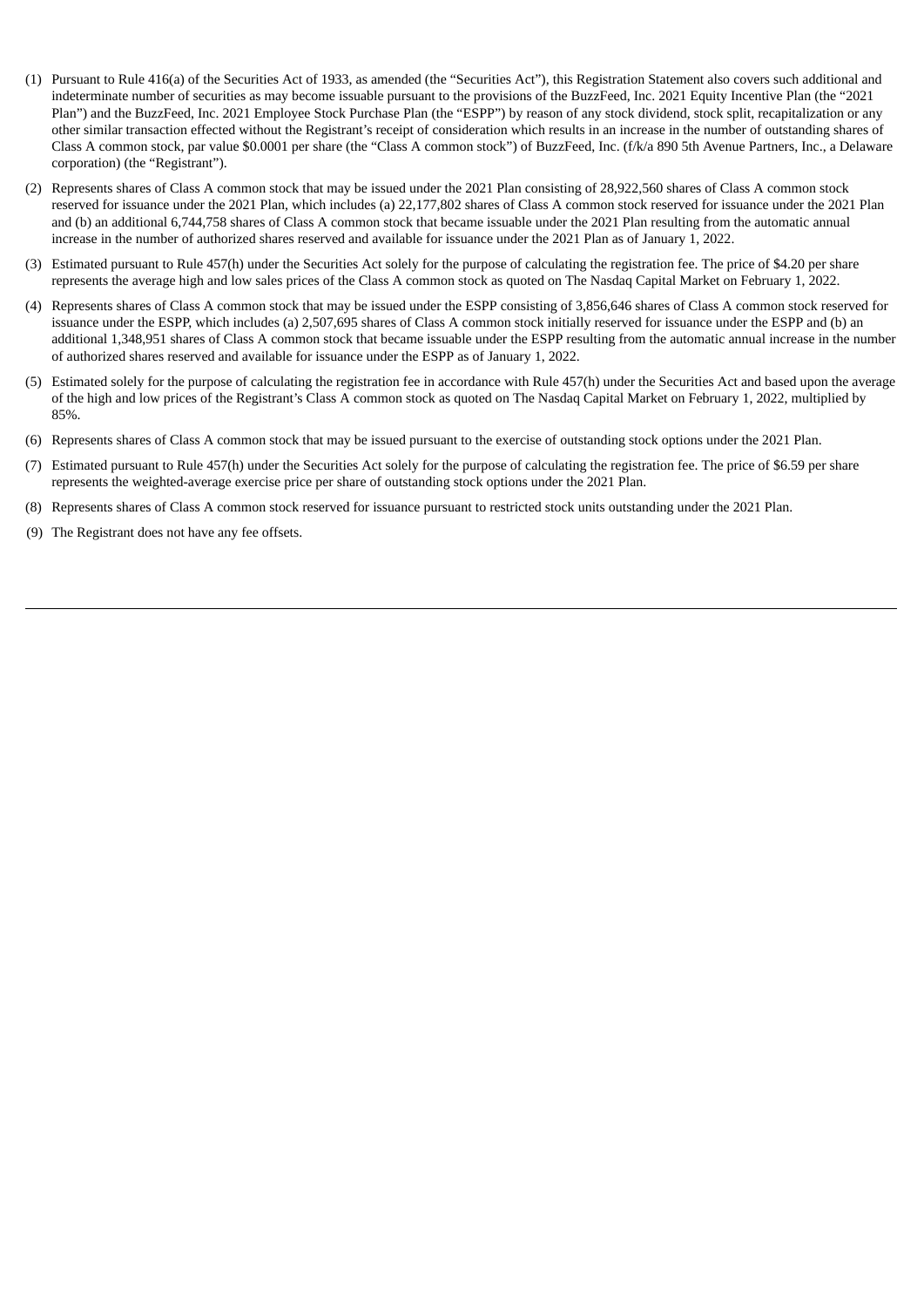(1) Pursuant to Rule 416(a) of the Securities Act of 1933, as amended (the "Securities Act"), this Registration Statement also covers such additional and indeterminate number of securities as may become issuable pursuant to the provisions of the BuzzFeed, Inc. 2021 Equity Incentive Plan (the "2021 Plan") and the BuzzFeed, Inc. 2021 Employee Stock Purchase Plan (the "ESPP") by reason of any stock dividend, stock split, recapitalization or any other similar transaction effected without the Registrant's receipt of consideration which results in an increase in the number of outstanding shares of Class A common stock, par value $0.0001 per share (the "Class A common stock") of BuzzFeed, Inc. (f/k/a 890 5th Avenue Partners, Inc., a Delaware corporation) (the "Registrant").

(2) Represents shares of Class A common stock that may be issued under the 2021 Plan consisting of 28,922,560 shares of Class A common stock reserved for issuance under the 2021 Plan, which includes (a) 22,177,802 shares of Class A common stock reserved for issuance under the 2021 Plan and (b) an additional 6,744,758 shares of Class A common stock that became issuable under the 2021 Plan resulting from the automatic annual increase in the number of authorized shares reserved and available for issuance under the 2021 Plan as of January 1, 2022.

(3) Estimated pursuant to Rule 457(h) under the Securities Act solely for the purpose of calculating the registration fee. The price of $4.20 per share represents the average high and low sales prices of the Class A common stock as quoted on The Nasdaq Capital Market on February 1, 2022.

(4) Represents shares of Class A common stock that may be issued under the ESPP consisting of 3,856,646 shares of Class A common stock reserved for issuance under the ESPP, which includes (a) 2,507,695 shares of Class A common stock initially reserved for issuance under the ESPP and (b) an additional 1,348,951 shares of Class A common stock that became issuable under the ESPP resulting from the automatic annual increase in the number of authorized shares reserved and available for issuance under the ESPP as of January 1, 2022.

(5) Estimated solely for the purpose of calculating the registration fee in accordance with Rule 457(h) under the Securities Act and based upon the average of the high and low prices of the Registrant's Class A common stock as quoted on The Nasdaq Capital Market on February 1, 2022, multiplied by 85%.

(6) Represents shares of Class A common stock that may be issued pursuant to the exercise of outstanding stock options under the 2021 Plan.

(7) Estimated pursuant to Rule 457(h) under the Securities Act solely for the purpose of calculating the registration fee. The price of $6.59 per share represents the weighted-average exercise price per share of outstanding stock options under the 2021 Plan.

(8) Represents shares of Class A common stock reserved for issuance pursuant to restricted stock units outstanding under the 2021 Plan.

(9) The Registrant does not have any fee offsets.